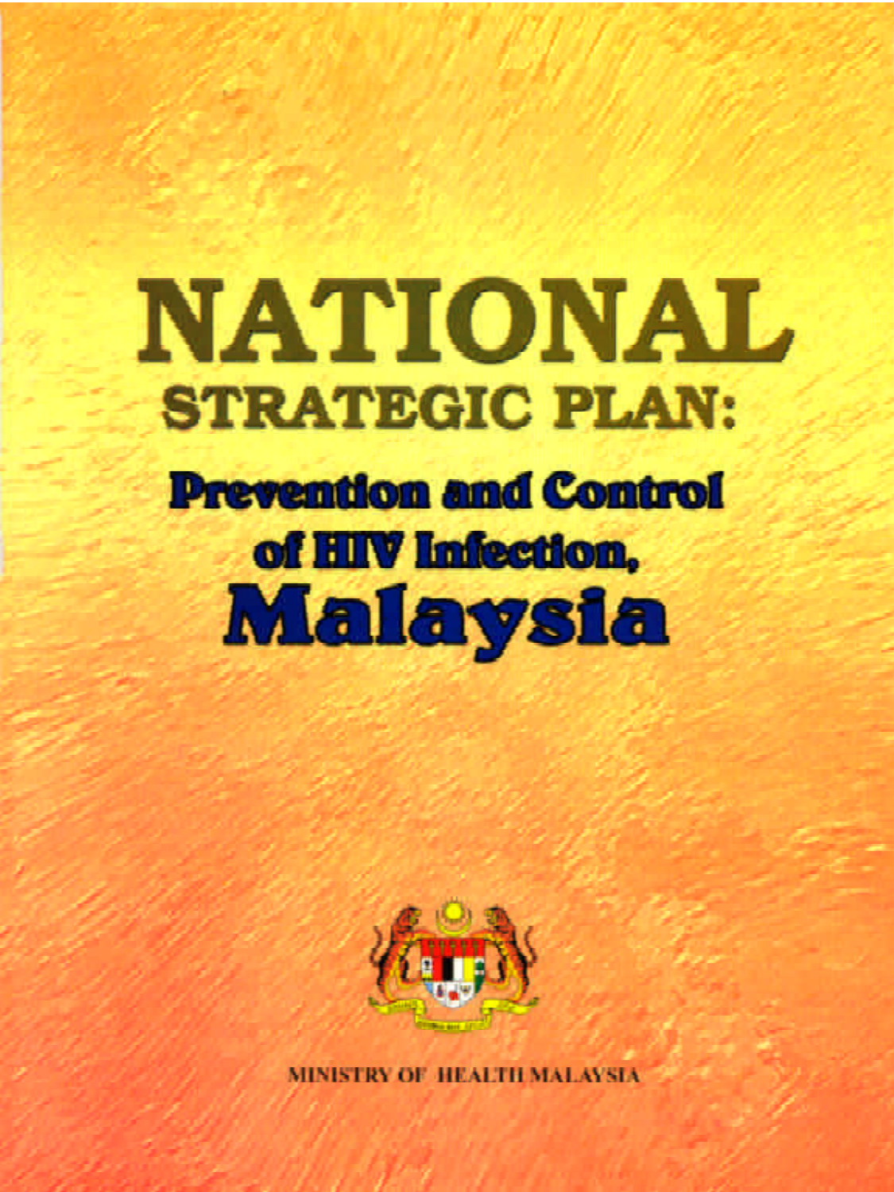# NATIONAL

## STRATEGIC PLAN:

### Prevention and Control of HIV Infection, Malaysia

MINISTRY OF HEALTH MALAYSIA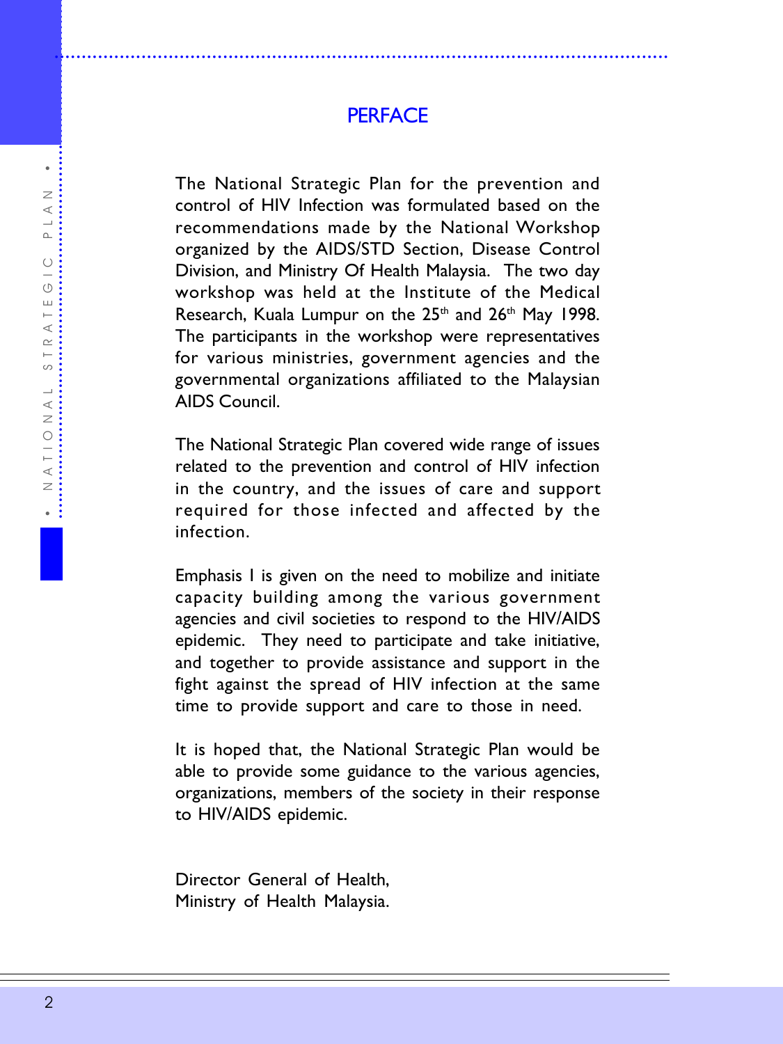# PERFACE

The National Strategic Plan for the prevention and control of HIV Infection was formulated based on the recommendations made by the National Workshop organized by the AIDS/STD Section, Disease Control Division, and Ministry Of Health Malaysia. The two day workshop was held at the Institute of the Medical Research, Kuala Lumpur on the 25th and 26th May 1998. The participants in the workshop were representatives for various ministries, government agencies and the governmental organizations affiliated to the Malaysian AIDS Council.

The National Strategic Plan covered wide range of issues related to the prevention and control of HIV infection in the country, and the issues of care and support required for those infected and affected by the infection.

Emphasis I is given on the need to mobilize and initiate capacity building among the various government agencies and civil societies to respond to the HIV/AIDS epidemic. They need to participate and take initiative, and together to provide assistance and support in the fight against the spread of HIV infection at the same time to provide support and care to those in need.

It is hoped that, the National Strategic Plan would be able to provide some guidance to the various agencies, organizations, members of the society in their response to HIV/AIDS epidemic.

Director General of Health,
Ministry of Health Malaysia.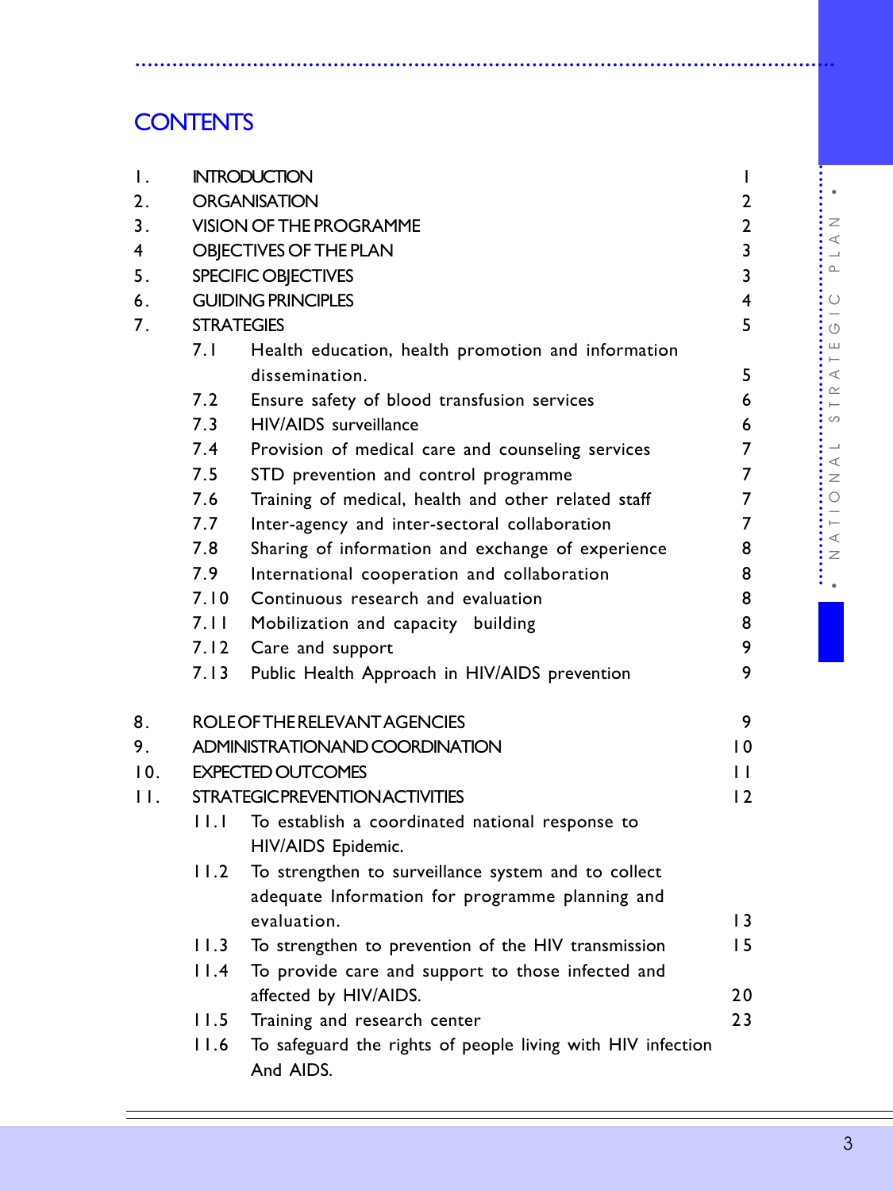# CONTENTS

| | | |
|---|---|---|
| 1. | INTRODUCTION | 1 |
| 2. | ORGANISATION | 2 |
| 3. | VISION OF THE PROGRAMME | 2 |
| 4 | OBJECTIVES OF THE PLAN | 3 |
| 5. | SPECIFIC OBJECTIVES | 3 |
| 6. | GUIDING PRINCIPLES | 4 |
| 7. | STRATEGIES | 5 |
| 7.1 | Health education, health promotion and information dissemination. | 5 |
| 7.2 | Ensure safety of blood transfusion services | 6 |
| 7.3 | HIV/AIDS surveillance | 6 |
| 7.4 | Provision of medical care and counseling services | 7 |
| 7.5 | STD prevention and control programme | 7 |
| 7.6 | Training of medical, health and other related staff | 7 |
| 7.7 | Inter-agency and inter-sectoral collaboration | 7 |
| 7.8 | Sharing of information and exchange of experience | 8 |
| 7.9 | International cooperation and collaboration | 8 |
| 7.10 | Continuous research and evaluation | 8 |
| 7.11 | Mobilization and capacity building | 8 |
| 7.12 | Care and support | 9 |
| 7.13 | Public Health Approach in HIV/AIDS prevention | 9 |
| 8. | ROLE OF THE RELEVANT AGENCIES | 9 |
| 9. | ADMINISTRATION AND COORDINATION | 10 |
| 10. | EXPECTED OUTCOMES | 11 |
| 11. | STRATEGIC PREVENTION ACTIVITIES | 12 |
| 11.1 | To establish a coordinated national response to HIV/AIDS Epidemic. | |
| 11.2 | To strengthen to surveillance system and to collect adequate Information for programme planning and evaluation. | 13 |
| 11.3 | To strengthen to prevention of the HIV transmission | 15 |
| 11.4 | To provide care and support to those infected and affected by HIV/AIDS. | 20 |
| 11.5 | Training and research center | 23 |
| 11.6 | To safeguard the rights of people living with HIV infection And AIDS. | |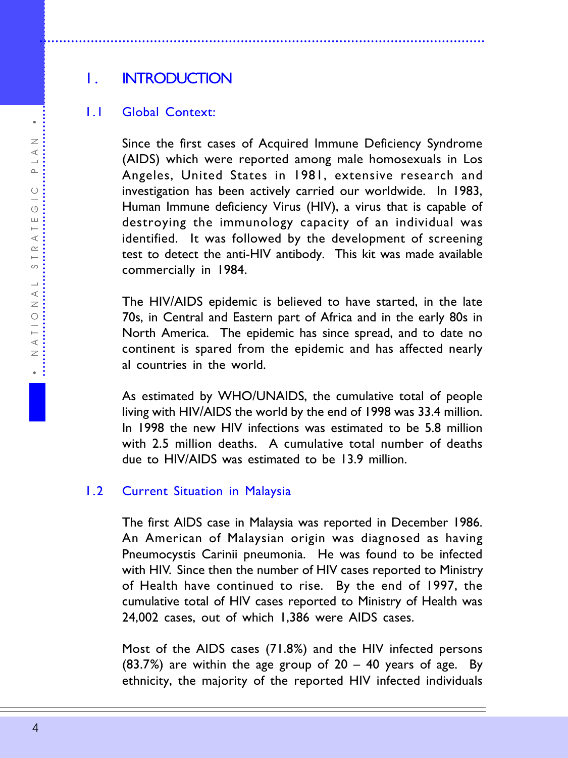# 1. INTRODUCTION

## 1.1 Global Context:

Since the first cases of Acquired Immune Deficiency Syndrome (AIDS) which were reported among male homosexuals in Los Angeles, United States in 1981, extensive research and investigation has been actively carried our worldwide. In 1983, Human Immune deficiency Virus (HIV), a virus that is capable of destroying the immunology capacity of an individual was identified. It was followed by the development of screening test to detect the anti-HIV antibody. This kit was made available commercially in 1984.

The HIV/AIDS epidemic is believed to have started, in the late 70s, in Central and Eastern part of Africa and in the early 80s in North America. The epidemic has since spread, and to date no continent is spared from the epidemic and has affected nearly al countries in the world.

As estimated by WHO/UNAIDS, the cumulative total of people living with HIV/AIDS the world by the end of 1998 was 33.4 million. In 1998 the new HIV infections was estimated to be 5.8 million with 2.5 million deaths. A cumulative total number of deaths due to HIV/AIDS was estimated to be 13.9 million.

## 1.2 Current Situation in Malaysia

The first AIDS case in Malaysia was reported in December 1986. An American of Malaysian origin was diagnosed as having Pneumocystis Carinii pneumonia. He was found to be infected with HIV. Since then the number of HIV cases reported to Ministry of Health have continued to rise. By the end of 1997, the cumulative total of HIV cases reported to Ministry of Health was 24,002 cases, out of which 1,386 were AIDS cases.

Most of the AIDS cases (71.8%) and the HIV infected persons (83.7%) are within the age group of 20 – 40 years of age. By ethnicity, the majority of the reported HIV infected individuals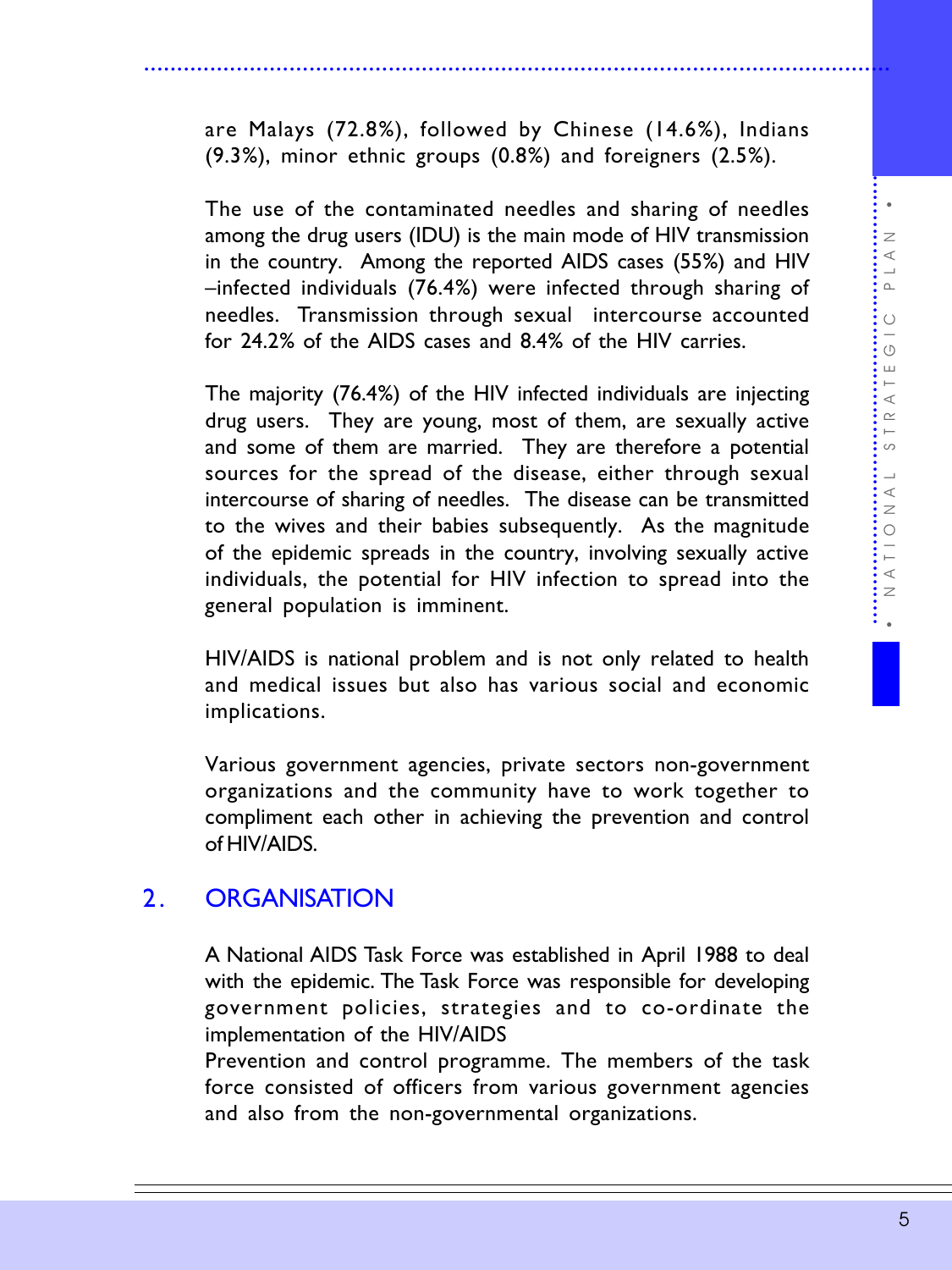are Malays (72.8%), followed by Chinese (14.6%), Indians (9.3%), minor ethnic groups (0.8%) and foreigners (2.5%).

The use of the contaminated needles and sharing of needles among the drug users (IDU) is the main mode of HIV transmission in the country. Among the reported AIDS cases (55%) and HIV –infected individuals (76.4%) were infected through sharing of needles. Transmission through sexual intercourse accounted for 24.2% of the AIDS cases and 8.4% of the HIV carries.

The majority (76.4%) of the HIV infected individuals are injecting drug users. They are young, most of them, are sexually active and some of them are married. They are therefore a potential sources for the spread of the disease, either through sexual intercourse of sharing of needles. The disease can be transmitted to the wives and their babies subsequently. As the magnitude of the epidemic spreads in the country, involving sexually active individuals, the potential for HIV infection to spread into the general population is imminent.

HIV/AIDS is national problem and is not only related to health and medical issues but also has various social and economic implications.

Various government agencies, private sectors non-government organizations and the community have to work together to compliment each other in achieving the prevention and control of HIV/AIDS.

## 2. ORGANISATION

A National AIDS Task Force was established in April 1988 to deal with the epidemic. The Task Force was responsible for developing government policies, strategies and to co-ordinate the implementation of the HIV/AIDS
Prevention and control programme. The members of the task force consisted of officers from various government agencies and also from the non-governmental organizations.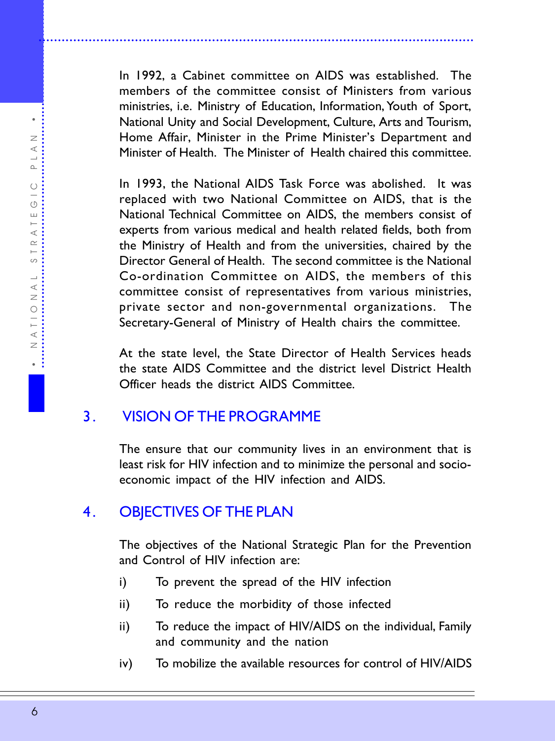In 1992, a Cabinet committee on AIDS was established. The members of the committee consist of Ministers from various ministries, i.e. Ministry of Education, Information, Youth of Sport, National Unity and Social Development, Culture, Arts and Tourism, Home Affair, Minister in the Prime Minister's Department and Minister of Health. The Minister of Health chaired this committee.

In 1993, the National AIDS Task Force was abolished. It was replaced with two National Committee on AIDS, that is the National Technical Committee on AIDS, the members consist of experts from various medical and health related fields, both from the Ministry of Health and from the universities, chaired by the Director General of Health. The second committee is the National Co-ordination Committee on AIDS, the members of this committee consist of representatives from various ministries, private sector and non-governmental organizations. The Secretary-General of Ministry of Health chairs the committee.

At the state level, the State Director of Health Services heads the state AIDS Committee and the district level District Health Officer heads the district AIDS Committee.

## 3. VISION OF THE PROGRAMME

The ensure that our community lives in an environment that is least risk for HIV infection and to minimize the personal and socio-economic impact of the HIV infection and AIDS.

## 4. OBJECTIVES OF THE PLAN

The objectives of the National Strategic Plan for the Prevention and Control of HIV infection are:

i) To prevent the spread of the HIV infection

ii) To reduce the morbidity of those infected

ii) To reduce the impact of HIV/AIDS on the individual, Family and community and the nation

iv) To mobilize the available resources for control of HIV/AIDS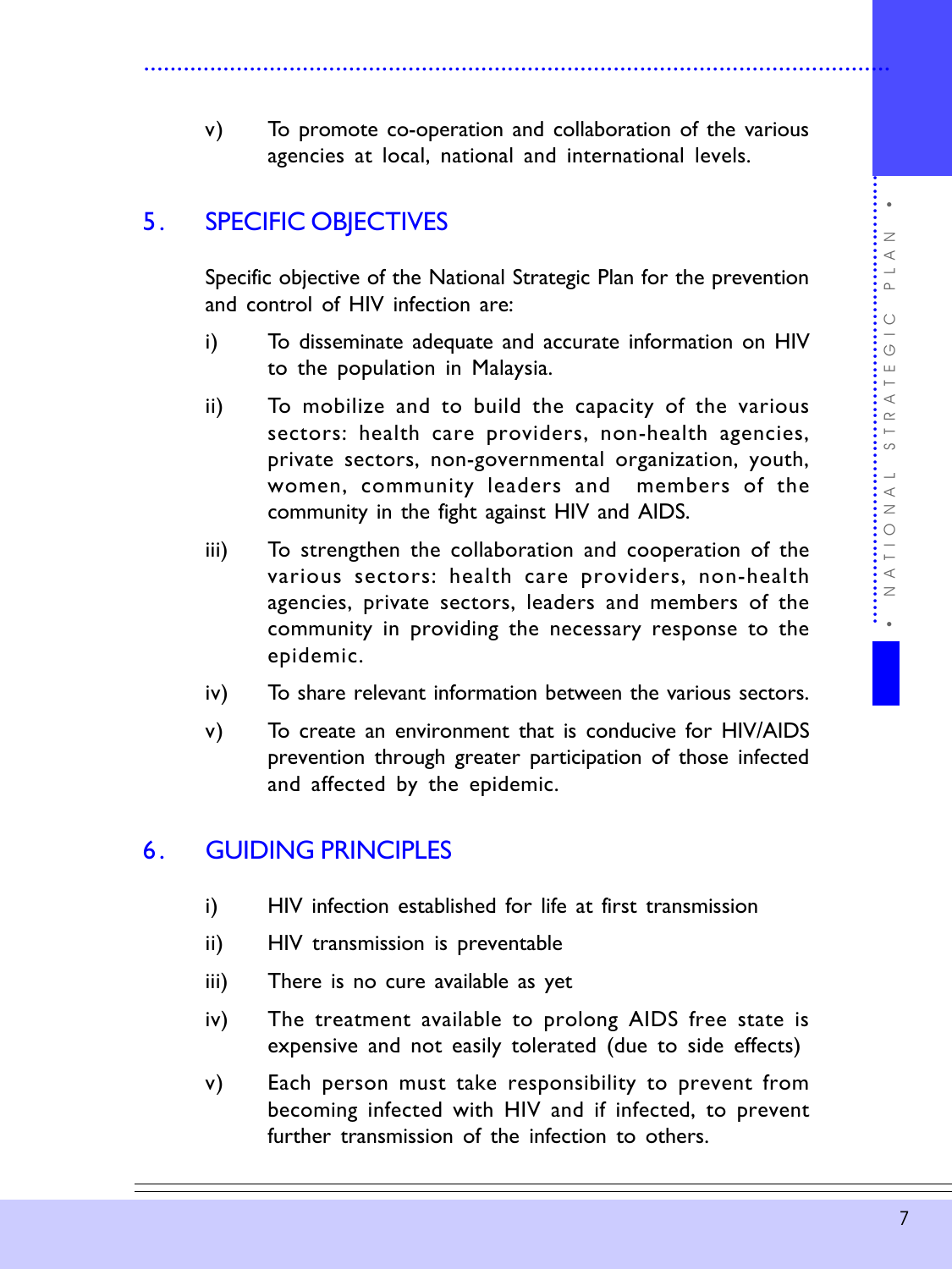v) To promote co-operation and collaboration of the various agencies at local, national and international levels.

## 5. SPECIFIC OBJECTIVES

Specific objective of the National Strategic Plan for the prevention and control of HIV infection are:

i) To disseminate adequate and accurate information on HIV to the population in Malaysia.

ii) To mobilize and to build the capacity of the various sectors: health care providers, non-health agencies, private sectors, non-governmental organization, youth, women, community leaders and members of the community in the fight against HIV and AIDS.

iii) To strengthen the collaboration and cooperation of the various sectors: health care providers, non-health agencies, private sectors, leaders and members of the community in providing the necessary response to the epidemic.

iv) To share relevant information between the various sectors.

v) To create an environment that is conducive for HIV/AIDS prevention through greater participation of those infected and affected by the epidemic.

## 6. GUIDING PRINCIPLES

i) HIV infection established for life at first transmission

ii) HIV transmission is preventable

iii) There is no cure available as yet

iv) The treatment available to prolong AIDS free state is expensive and not easily tolerated (due to side effects)

v) Each person must take responsibility to prevent from becoming infected with HIV and if infected, to prevent further transmission of the infection to others.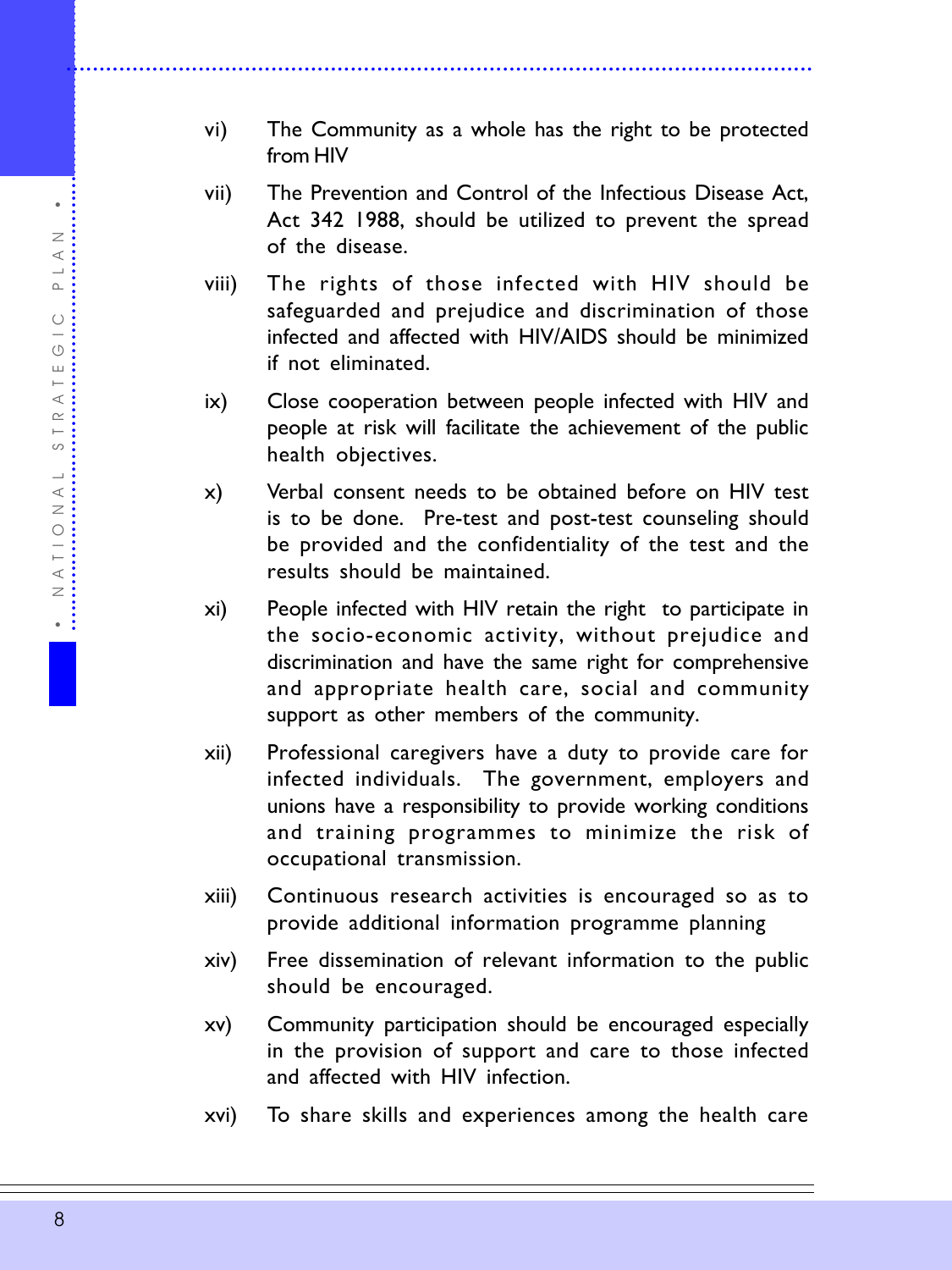vi) The Community as a whole has the right to be protected from HIV

vii) The Prevention and Control of the Infectious Disease Act, Act 342 1988, should be utilized to prevent the spread of the disease.

viii) The rights of those infected with HIV should be safeguarded and prejudice and discrimination of those infected and affected with HIV/AIDS should be minimized if not eliminated.

ix) Close cooperation between people infected with HIV and people at risk will facilitate the achievement of the public health objectives.

x) Verbal consent needs to be obtained before on HIV test is to be done. Pre-test and post-test counseling should be provided and the confidentiality of the test and the results should be maintained.

xi) People infected with HIV retain the right to participate in the socio-economic activity, without prejudice and discrimination and have the same right for comprehensive and appropriate health care, social and community support as other members of the community.

xii) Professional caregivers have a duty to provide care for infected individuals. The government, employers and unions have a responsibility to provide working conditions and training programmes to minimize the risk of occupational transmission.

xiii) Continuous research activities is encouraged so as to provide additional information programme planning

xiv) Free dissemination of relevant information to the public should be encouraged.

xv) Community participation should be encouraged especially in the provision of support and care to those infected and affected with HIV infection.

xvi) To share skills and experiences among the health care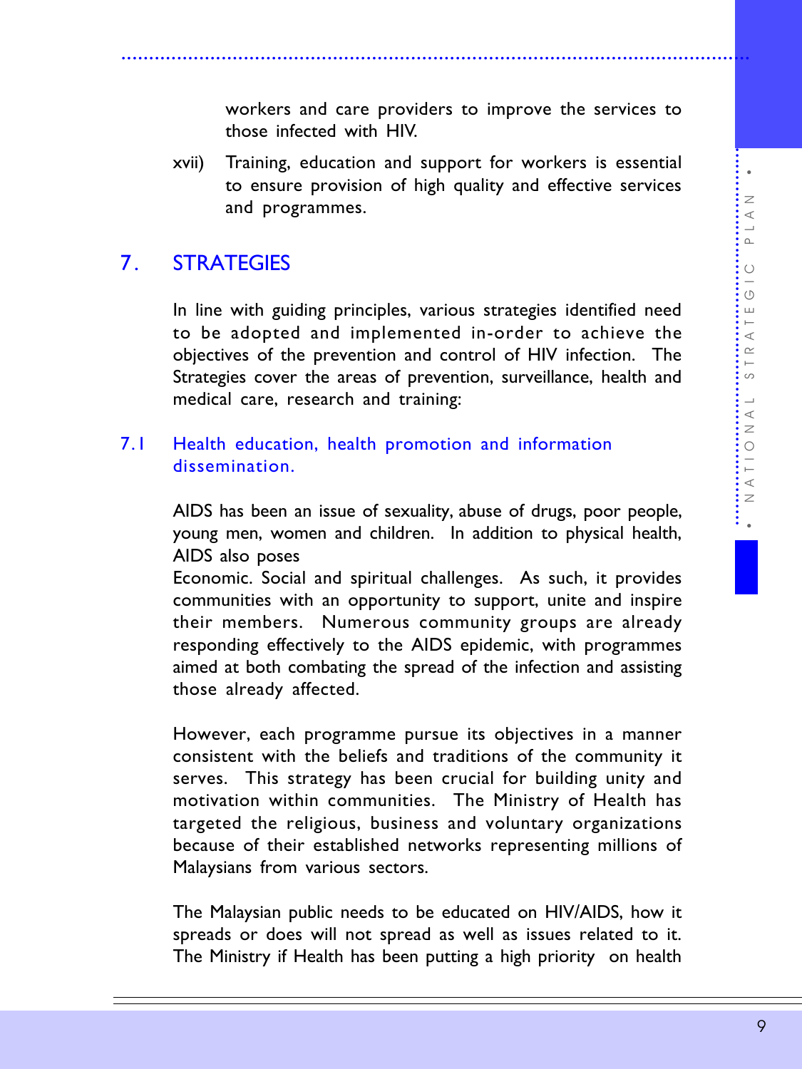workers and care providers to improve the services to those infected with HIV.

xvii) Training, education and support for workers is essential to ensure provision of high quality and effective services and programmes.

## 7. STRATEGIES

In line with guiding principles, various strategies identified need to be adopted and implemented in-order to achieve the objectives of the prevention and control of HIV infection. The Strategies cover the areas of prevention, surveillance, health and medical care, research and training:

### 7.1 Health education, health promotion and information dissemination.

AIDS has been an issue of sexuality, abuse of drugs, poor people, young men, women and children. In addition to physical health, AIDS also poses
Economic. Social and spiritual challenges. As such, it provides communities with an opportunity to support, unite and inspire their members. Numerous community groups are already responding effectively to the AIDS epidemic, with programmes aimed at both combating the spread of the infection and assisting those already affected.

However, each programme pursue its objectives in a manner consistent with the beliefs and traditions of the community it serves. This strategy has been crucial for building unity and motivation within communities. The Ministry of Health has targeted the religious, business and voluntary organizations because of their established networks representing millions of Malaysians from various sectors.

The Malaysian public needs to be educated on HIV/AIDS, how it spreads or does will not spread as well as issues related to it. The Ministry if Health has been putting a high priority on health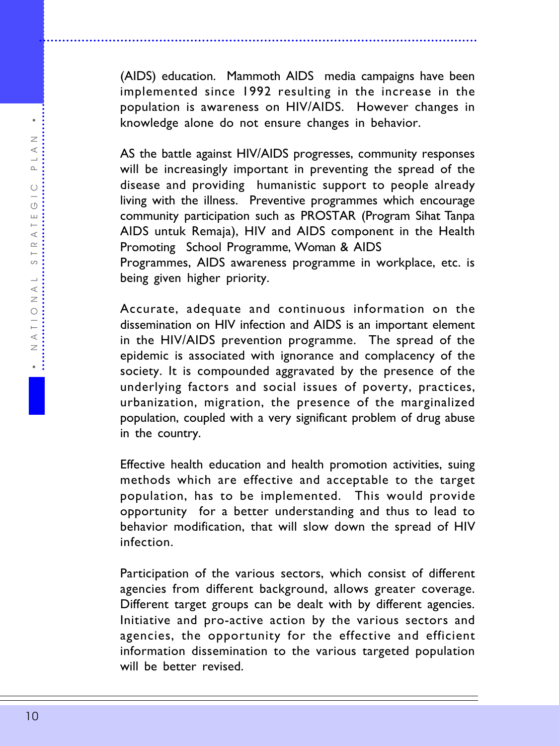(AIDS) education. Mammoth AIDS media campaigns have been implemented since 1992 resulting in the increase in the population is awareness on HIV/AIDS. However changes in knowledge alone do not ensure changes in behavior.

AS the battle against HIV/AIDS progresses, community responses will be increasingly important in preventing the spread of the disease and providing humanistic support to people already living with the illness. Preventive programmes which encourage community participation such as PROSTAR (Program Sihat Tanpa AIDS untuk Remaja), HIV and AIDS component in the Health Promoting School Programme, Woman & AIDS
Programmes, AIDS awareness programme in workplace, etc. is being given higher priority.

Accurate, adequate and continuous information on the dissemination on HIV infection and AIDS is an important element in the HIV/AIDS prevention programme. The spread of the epidemic is associated with ignorance and complacency of the society. It is compounded aggravated by the presence of the underlying factors and social issues of poverty, practices, urbanization, migration, the presence of the marginalized population, coupled with a very significant problem of drug abuse in the country.

Effective health education and health promotion activities, suing methods which are effective and acceptable to the target population, has to be implemented. This would provide opportunity for a better understanding and thus to lead to behavior modification, that will slow down the spread of HIV infection.

Participation of the various sectors, which consist of different agencies from different background, allows greater coverage. Different target groups can be dealt with by different agencies. Initiative and pro-active action by the various sectors and agencies, the opportunity for the effective and efficient information dissemination to the various targeted population will be better revised.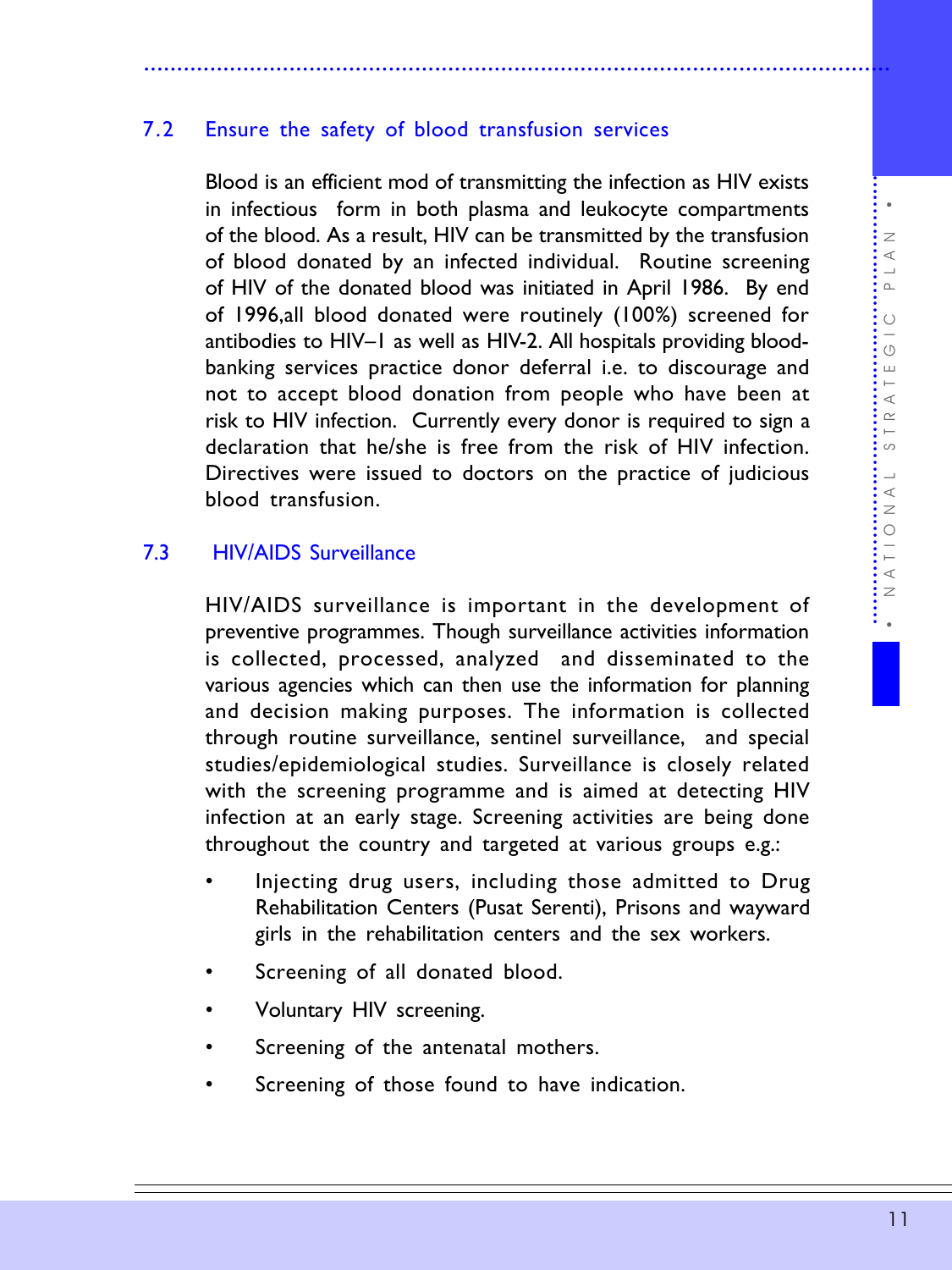## 7.2 Ensure the safety of blood transfusion services

Blood is an efficient mod of transmitting the infection as HIV exists in infectious form in both plasma and leukocyte compartments of the blood. As a result, HIV can be transmitted by the transfusion of blood donated by an infected individual. Routine screening of HIV of the donated blood was initiated in April 1986. By end of 1996,all blood donated were routinely (100%) screened for antibodies to HIV–1 as well as HIV-2. All hospitals providing blood-banking services practice donor deferral i.e. to discourage and not to accept blood donation from people who have been at risk to HIV infection. Currently every donor is required to sign a declaration that he/she is free from the risk of HIV infection. Directives were issued to doctors on the practice of judicious blood transfusion.

## 7.3 HIV/AIDS Surveillance

HIV/AIDS surveillance is important in the development of preventive programmes. Though surveillance activities information is collected, processed, analyzed and disseminated to the various agencies which can then use the information for planning and decision making purposes. The information is collected through routine surveillance, sentinel surveillance, and special studies/epidemiological studies. Surveillance is closely related with the screening programme and is aimed at detecting HIV infection at an early stage. Screening activities are being done throughout the country and targeted at various groups e.g.:

- Injecting drug users, including those admitted to Drug Rehabilitation Centers (Pusat Serenti), Prisons and wayward girls in the rehabilitation centers and the sex workers.
- Screening of all donated blood.
- Voluntary HIV screening.
- Screening of the antenatal mothers.
- Screening of those found to have indication.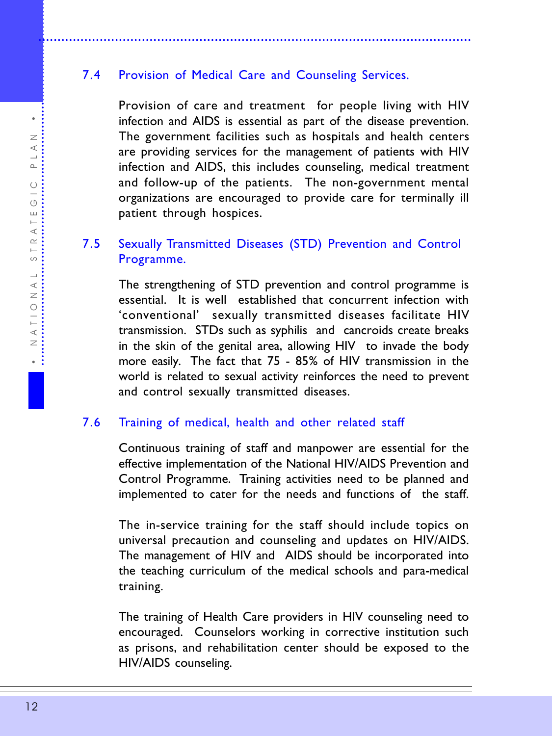## 7.4 Provision of Medical Care and Counseling Services.

Provision of care and treatment for people living with HIV infection and AIDS is essential as part of the disease prevention. The government facilities such as hospitals and health centers are providing services for the management of patients with HIV infection and AIDS, this includes counseling, medical treatment and follow-up of the patients. The non-government mental organizations are encouraged to provide care for terminally ill patient through hospices.

## 7.5 Sexually Transmitted Diseases (STD) Prevention and Control Programme.

The strengthening of STD prevention and control programme is essential. It is well established that concurrent infection with 'conventional' sexually transmitted diseases facilitate HIV transmission. STDs such as syphilis and cancroids create breaks in the skin of the genital area, allowing HIV to invade the body more easily. The fact that 75 - 85% of HIV transmission in the world is related to sexual activity reinforces the need to prevent and control sexually transmitted diseases.

## 7.6 Training of medical, health and other related staff

Continuous training of staff and manpower are essential for the effective implementation of the National HIV/AIDS Prevention and Control Programme. Training activities need to be planned and implemented to cater for the needs and functions of the staff.

The in-service training for the staff should include topics on universal precaution and counseling and updates on HIV/AIDS. The management of HIV and AIDS should be incorporated into the teaching curriculum of the medical schools and para-medical training.

The training of Health Care providers in HIV counseling need to encouraged. Counselors working in corrective institution such as prisons, and rehabilitation center should be exposed to the HIV/AIDS counseling.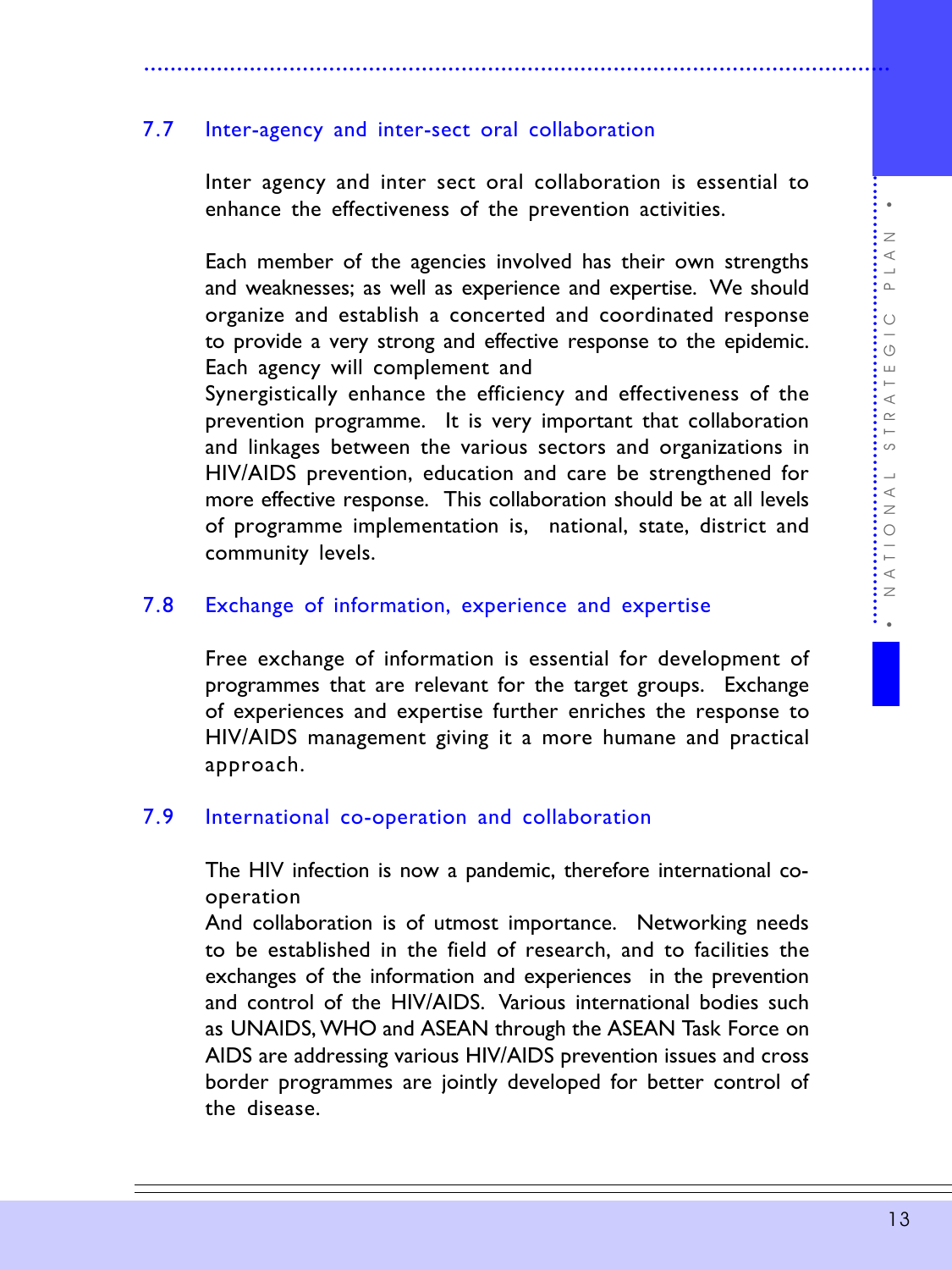## 7.7 Inter-agency and inter-sect oral collaboration

Inter agency and inter sect oral collaboration is essential to enhance the effectiveness of the prevention activities.

Each member of the agencies involved has their own strengths and weaknesses; as well as experience and expertise. We should organize and establish a concerted and coordinated response to provide a very strong and effective response to the epidemic. Each agency will complement and
Synergistically enhance the efficiency and effectiveness of the prevention programme. It is very important that collaboration and linkages between the various sectors and organizations in HIV/AIDS prevention, education and care be strengthened for more effective response. This collaboration should be at all levels of programme implementation is, national, state, district and community levels.

## 7.8 Exchange of information, experience and expertise

Free exchange of information is essential for development of programmes that are relevant for the target groups. Exchange of experiences and expertise further enriches the response to HIV/AIDS management giving it a more humane and practical approach.

## 7.9 International co-operation and collaboration

The HIV infection is now a pandemic, therefore international co-operation
And collaboration is of utmost importance. Networking needs to be established in the field of research, and to facilities the exchanges of the information and experiences in the prevention and control of the HIV/AIDS. Various international bodies such as UNAIDS, WHO and ASEAN through the ASEAN Task Force on AIDS are addressing various HIV/AIDS prevention issues and cross border programmes are jointly developed for better control of the disease.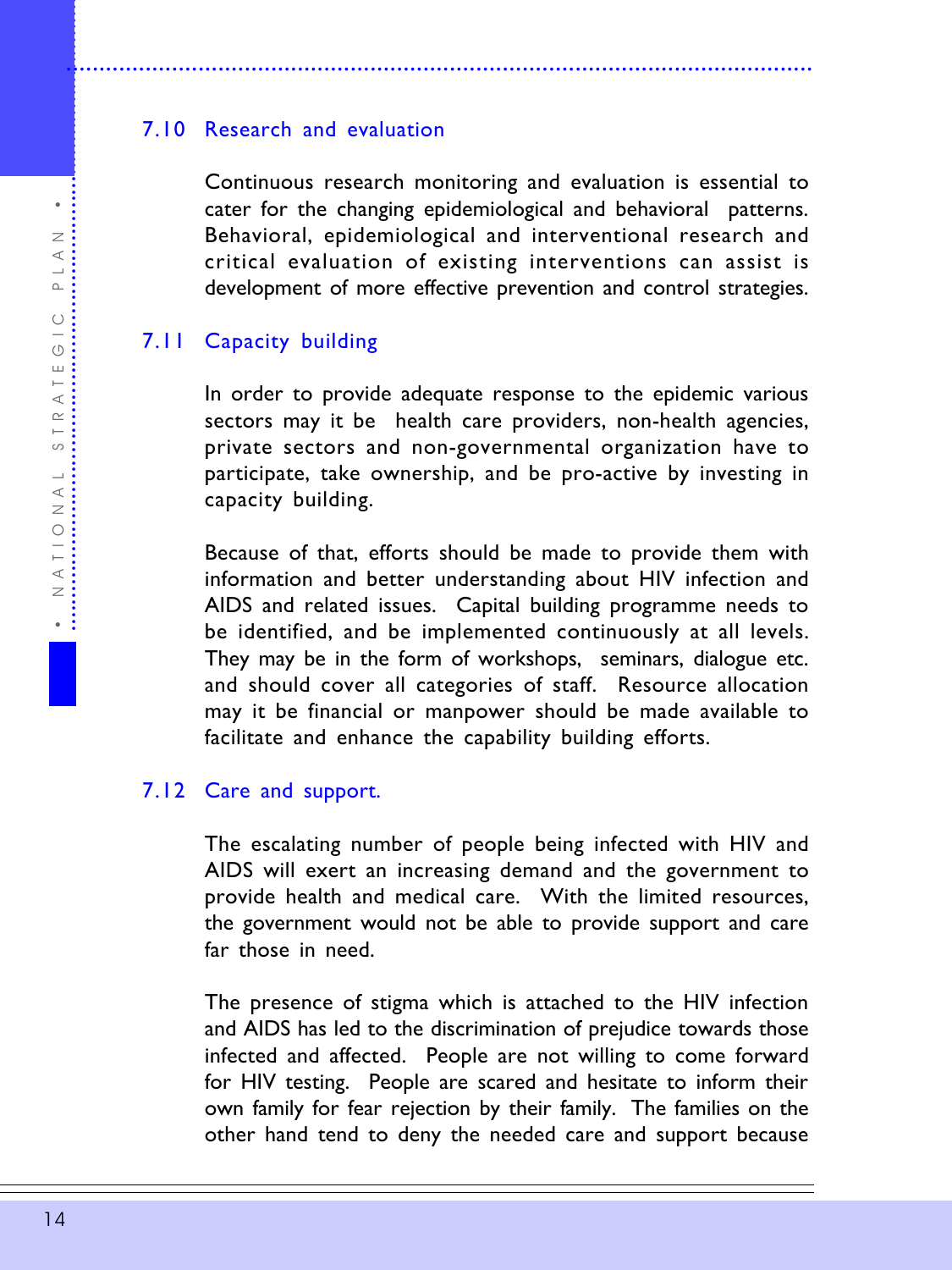## 7.10 Research and evaluation

Continuous research monitoring and evaluation is essential to cater for the changing epidemiological and behavioral patterns. Behavioral, epidemiological and interventional research and critical evaluation of existing interventions can assist is development of more effective prevention and control strategies.

## 7.11 Capacity building

In order to provide adequate response to the epidemic various sectors may it be health care providers, non-health agencies, private sectors and non-governmental organization have to participate, take ownership, and be pro-active by investing in capacity building.

Because of that, efforts should be made to provide them with information and better understanding about HIV infection and AIDS and related issues. Capital building programme needs to be identified, and be implemented continuously at all levels. They may be in the form of workshops, seminars, dialogue etc. and should cover all categories of staff. Resource allocation may it be financial or manpower should be made available to facilitate and enhance the capability building efforts.

## 7.12 Care and support.

The escalating number of people being infected with HIV and AIDS will exert an increasing demand and the government to provide health and medical care. With the limited resources, the government would not be able to provide support and care far those in need.

The presence of stigma which is attached to the HIV infection and AIDS has led to the discrimination of prejudice towards those infected and affected. People are not willing to come forward for HIV testing. People are scared and hesitate to inform their own family for fear rejection by their family. The families on the other hand tend to deny the needed care and support because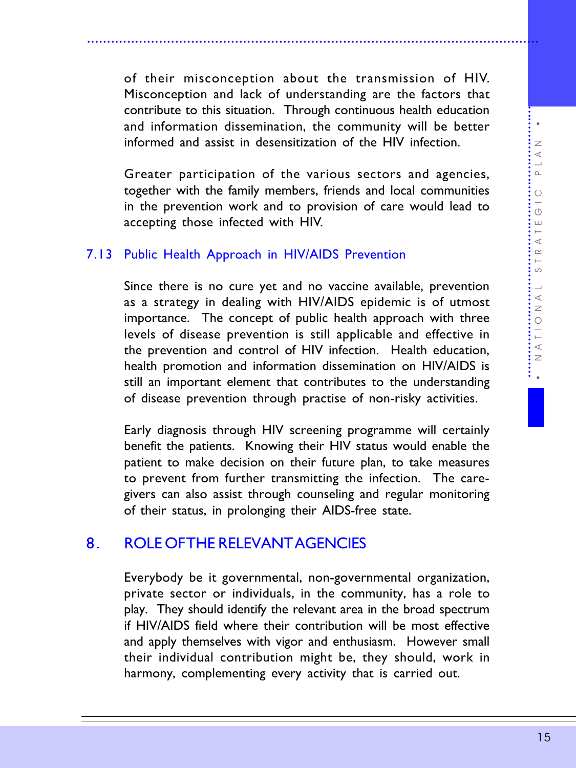of their misconception about the transmission of HIV. Misconception and lack of understanding are the factors that contribute to this situation. Through continuous health education and information dissemination, the community will be better informed and assist in desensitization of the HIV infection.

Greater participation of the various sectors and agencies, together with the family members, friends and local communities in the prevention work and to provision of care would lead to accepting those infected with HIV.

### 7.13 Public Health Approach in HIV/AIDS Prevention

Since there is no cure yet and no vaccine available, prevention as a strategy in dealing with HIV/AIDS epidemic is of utmost importance. The concept of public health approach with three levels of disease prevention is still applicable and effective in the prevention and control of HIV infection. Health education, health promotion and information dissemination on HIV/AIDS is still an important element that contributes to the understanding of disease prevention through practise of non-risky activities.

Early diagnosis through HIV screening programme will certainly benefit the patients. Knowing their HIV status would enable the patient to make decision on their future plan, to take measures to prevent from further transmitting the infection. The care-givers can also assist through counseling and regular monitoring of their status, in prolonging their AIDS-free state.

## 8. ROLE OF THE RELEVANT AGENCIES

Everybody be it governmental, non-governmental organization, private sector or individuals, in the community, has a role to play. They should identify the relevant area in the broad spectrum if HIV/AIDS field where their contribution will be most effective and apply themselves with vigor and enthusiasm. However small their individual contribution might be, they should, work in harmony, complementing every activity that is carried out.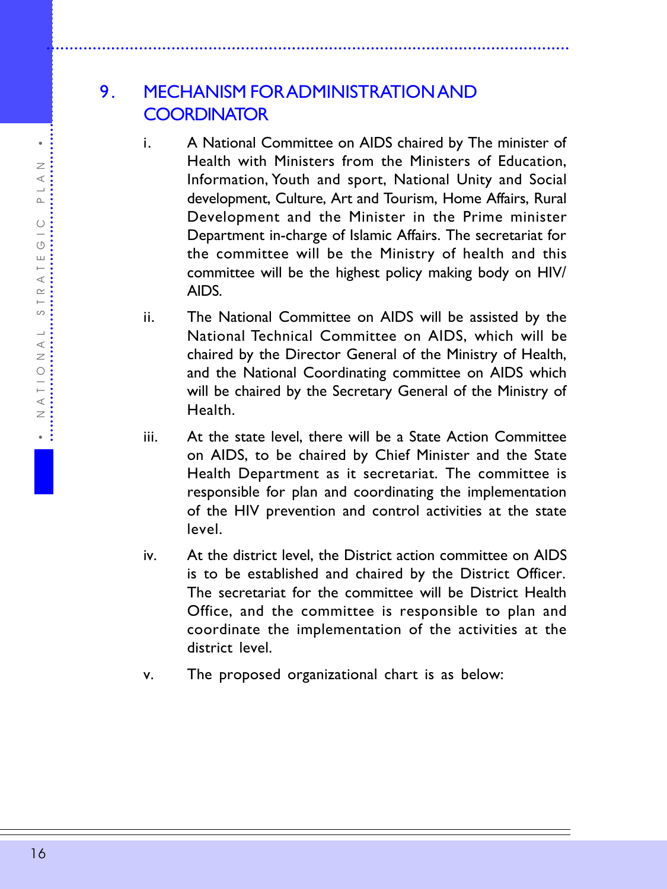## 9. MECHANISM FOR ADMINISTRATION AND COORDINATOR

i. A National Committee on AIDS chaired by The minister of Health with Ministers from the Ministers of Education, Information, Youth and sport, National Unity and Social development, Culture, Art and Tourism, Home Affairs, Rural Development and the Minister in the Prime minister Department in-charge of Islamic Affairs. The secretariat for the committee will be the Ministry of health and this committee will be the highest policy making body on HIV/AIDS.

ii. The National Committee on AIDS will be assisted by the National Technical Committee on AIDS, which will be chaired by the Director General of the Ministry of Health, and the National Coordinating committee on AIDS which will be chaired by the Secretary General of the Ministry of Health.

iii. At the state level, there will be a State Action Committee on AIDS, to be chaired by Chief Minister and the State Health Department as it secretariat. The committee is responsible for plan and coordinating the implementation of the HIV prevention and control activities at the state level.

iv. At the district level, the District action committee on AIDS is to be established and chaired by the District Officer. The secretariat for the committee will be District Health Office, and the committee is responsible to plan and coordinate the implementation of the activities at the district level.

v. The proposed organizational chart is as below: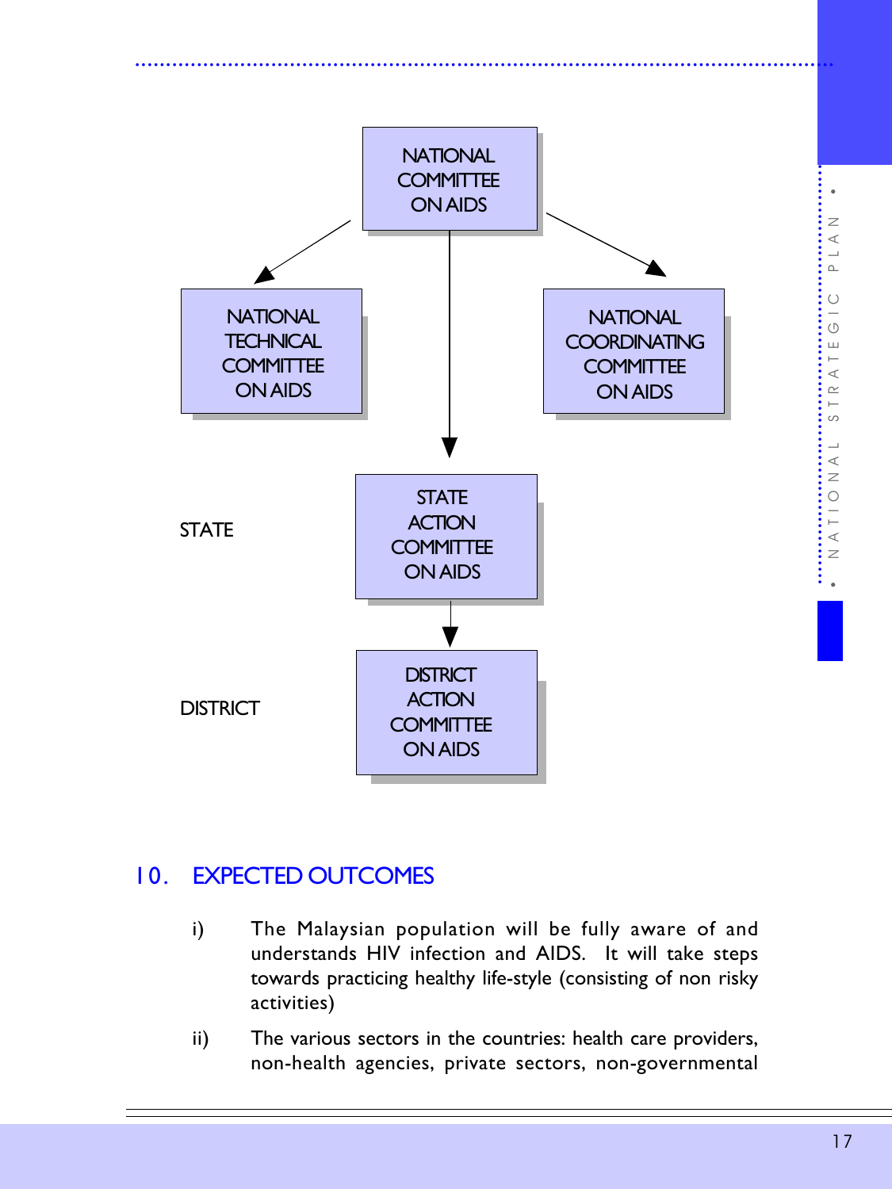NATIONAL COMMITTEE ON AIDS

NATIONAL TECHNICAL COMMITTEE ON AIDS

NATIONAL COORDINATING COMMITTEE ON AIDS

STATE — STATE ACTION COMMITTEE ON AIDS

DISTRICT — DISTRICT ACTION COMMITTEE ON AIDS

## 10. EXPECTED OUTCOMES

i) The Malaysian population will be fully aware of and understands HIV infection and AIDS. It will take steps towards practicing healthy life-style (consisting of non risky activities)

ii) The various sectors in the countries: health care providers, non-health agencies, private sectors, non-governmental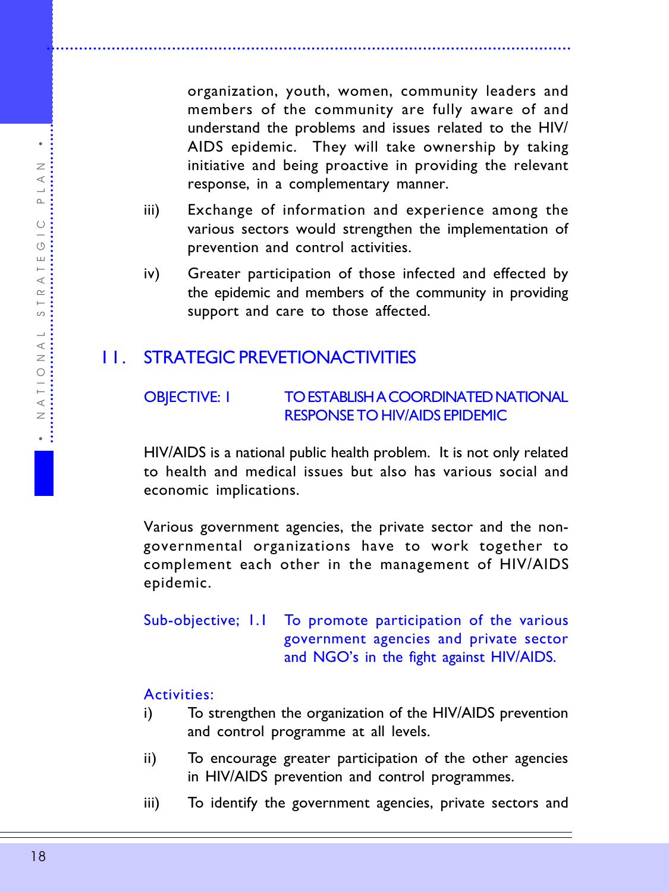organization, youth, women, community leaders and members of the community are fully aware of and understand the problems and issues related to the HIV/AIDS epidemic. They will take ownership by taking initiative and being proactive in providing the relevant response, in a complementary manner.

iii) Exchange of information and experience among the various sectors would strengthen the implementation of prevention and control activities.

iv) Greater participation of those infected and effected by the epidemic and members of the community in providing support and care to those affected.

## 11. STRATEGIC PREVETIONACTIVITIES

### OBJECTIVE: 1 TO ESTABLISH A COORDINATED NATIONAL RESPONSE TO HIV/AIDS EPIDEMIC

HIV/AIDS is a national public health problem. It is not only related to health and medical issues but also has various social and economic implications.

Various government agencies, the private sector and the non-governmental organizations have to work together to complement each other in the management of HIV/AIDS epidemic.

#### Sub-objective; 1.1 To promote participation of the various government agencies and private sector and NGO's in the fight against HIV/AIDS.

Activities:

i) To strengthen the organization of the HIV/AIDS prevention and control programme at all levels.

ii) To encourage greater participation of the other agencies in HIV/AIDS prevention and control programmes.

iii) To identify the government agencies, private sectors and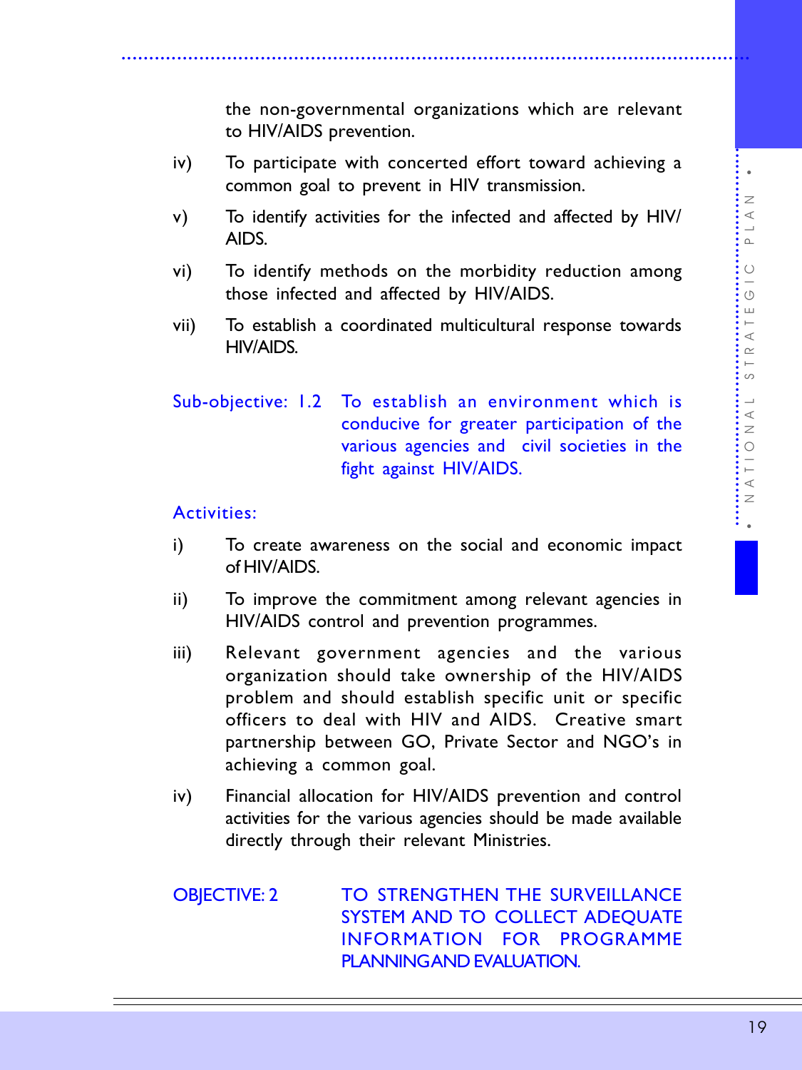the non-governmental organizations which are relevant to HIV/AIDS prevention.

iv) To participate with concerted effort toward achieving a common goal to prevent in HIV transmission.

v) To identify activities for the infected and affected by HIV/AIDS.

vi) To identify methods on the morbidity reduction among those infected and affected by HIV/AIDS.

vii) To establish a coordinated multicultural response towards HIV/AIDS.

**Sub-objective: 1.2 To establish an environment which is conducive for greater participation of the various agencies and civil societies in the fight against HIV/AIDS.**

**Activities:**

i) To create awareness on the social and economic impact of HIV/AIDS.

ii) To improve the commitment among relevant agencies in HIV/AIDS control and prevention programmes.

iii) Relevant government agencies and the various organization should take ownership of the HIV/AIDS problem and should establish specific unit or specific officers to deal with HIV and AIDS. Creative smart partnership between GO, Private Sector and NGO's in achieving a common goal.

iv) Financial allocation for HIV/AIDS prevention and control activities for the various agencies should be made available directly through their relevant Ministries.

## OBJECTIVE: 2 TO STRENGTHEN THE SURVEILLANCE SYSTEM AND TO COLLECT ADEQUATE INFORMATION FOR PROGRAMME PLANNINGAND EVALUATION.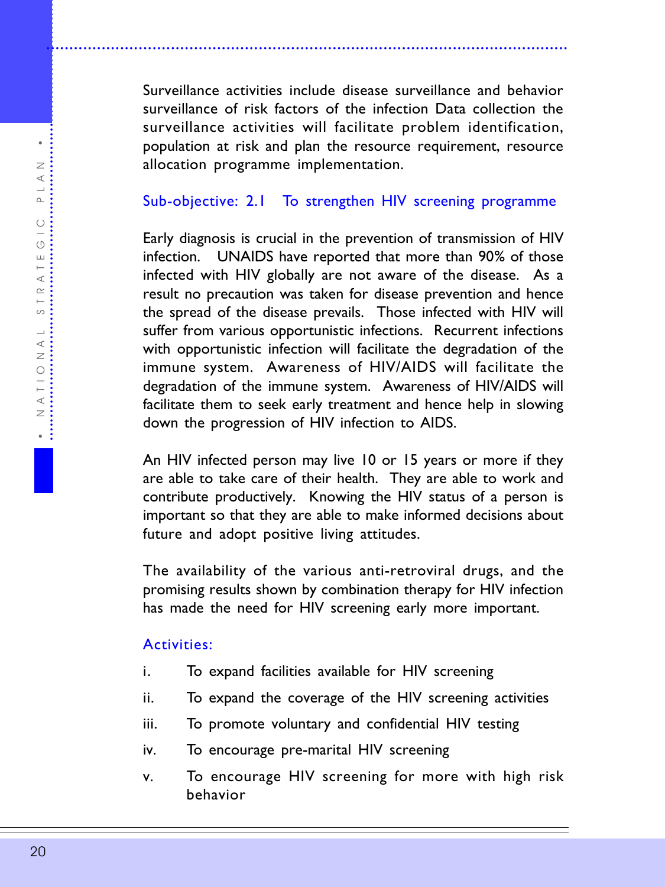Surveillance activities include disease surveillance and behavior surveillance of risk factors of the infection Data collection the surveillance activities will facilitate problem identification, population at risk and plan the resource requirement, resource allocation programme implementation.

### Sub-objective: 2.1 To strengthen HIV screening programme

Early diagnosis is crucial in the prevention of transmission of HIV infection. UNAIDS have reported that more than 90% of those infected with HIV globally are not aware of the disease. As a result no precaution was taken for disease prevention and hence the spread of the disease prevails. Those infected with HIV will suffer from various opportunistic infections. Recurrent infections with opportunistic infection will facilitate the degradation of the immune system. Awareness of HIV/AIDS will facilitate the degradation of the immune system. Awareness of HIV/AIDS will facilitate them to seek early treatment and hence help in slowing down the progression of HIV infection to AIDS.

An HIV infected person may live 10 or 15 years or more if they are able to take care of their health. They are able to work and contribute productively. Knowing the HIV status of a person is important so that they are able to make informed decisions about future and adopt positive living attitudes.

The availability of the various anti-retroviral drugs, and the promising results shown by combination therapy for HIV infection has made the need for HIV screening early more important.

#### Activities:

i. To expand facilities available for HIV screening

ii. To expand the coverage of the HIV screening activities

iii. To promote voluntary and confidential HIV testing

iv. To encourage pre-marital HIV screening

v. To encourage HIV screening for more with high risk behavior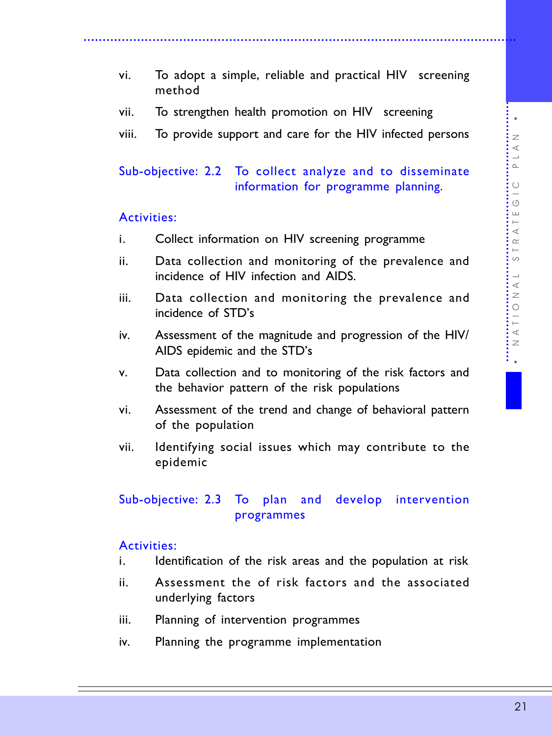vi. To adopt a simple, reliable and practical HIV screening method

vii. To strengthen health promotion on HIV screening

viii. To provide support and care for the HIV infected persons

**Sub-objective: 2.2 To collect analyze and to disseminate information for programme planning.**

**Activities:**

i. Collect information on HIV screening programme

ii. Data collection and monitoring of the prevalence and incidence of HIV infection and AIDS.

iii. Data collection and monitoring the prevalence and incidence of STD's

iv. Assessment of the magnitude and progression of the HIV/AIDS epidemic and the STD's

v. Data collection and to monitoring of the risk factors and the behavior pattern of the risk populations

vi. Assessment of the trend and change of behavioral pattern of the population

vii. Identifying social issues which may contribute to the epidemic

**Sub-objective: 2.3 To plan and develop intervention programmes**

**Activities:**

i. Identification of the risk areas and the population at risk

ii. Assessment the of risk factors and the associated underlying factors

iii. Planning of intervention programmes

iv. Planning the programme implementation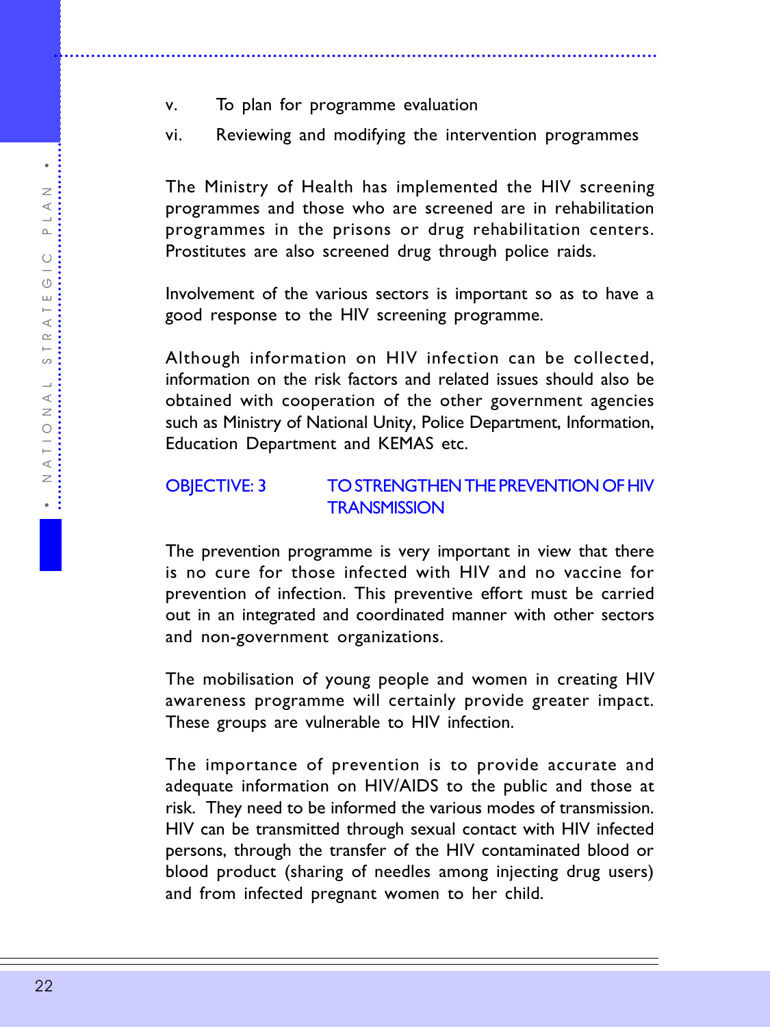v. To plan for programme evaluation

vi. Reviewing and modifying the intervention programmes

The Ministry of Health has implemented the HIV screening programmes and those who are screened are in rehabilitation programmes in the prisons or drug rehabilitation centers. Prostitutes are also screened drug through police raids.

Involvement of the various sectors is important so as to have a good response to the HIV screening programme.

Although information on HIV infection can be collected, information on the risk factors and related issues should also be obtained with cooperation of the other government agencies such as Ministry of National Unity, Police Department, Information, Education Department and KEMAS etc.

## OBJECTIVE: 3 TO STRENGTHEN THE PREVENTION OF HIV TRANSMISSION

The prevention programme is very important in view that there is no cure for those infected with HIV and no vaccine for prevention of infection. This preventive effort must be carried out in an integrated and coordinated manner with other sectors and non-government organizations.

The mobilisation of young people and women in creating HIV awareness programme will certainly provide greater impact. These groups are vulnerable to HIV infection.

The importance of prevention is to provide accurate and adequate information on HIV/AIDS to the public and those at risk. They need to be informed the various modes of transmission. HIV can be transmitted through sexual contact with HIV infected persons, through the transfer of the HIV contaminated blood or blood product (sharing of needles among injecting drug users) and from infected pregnant women to her child.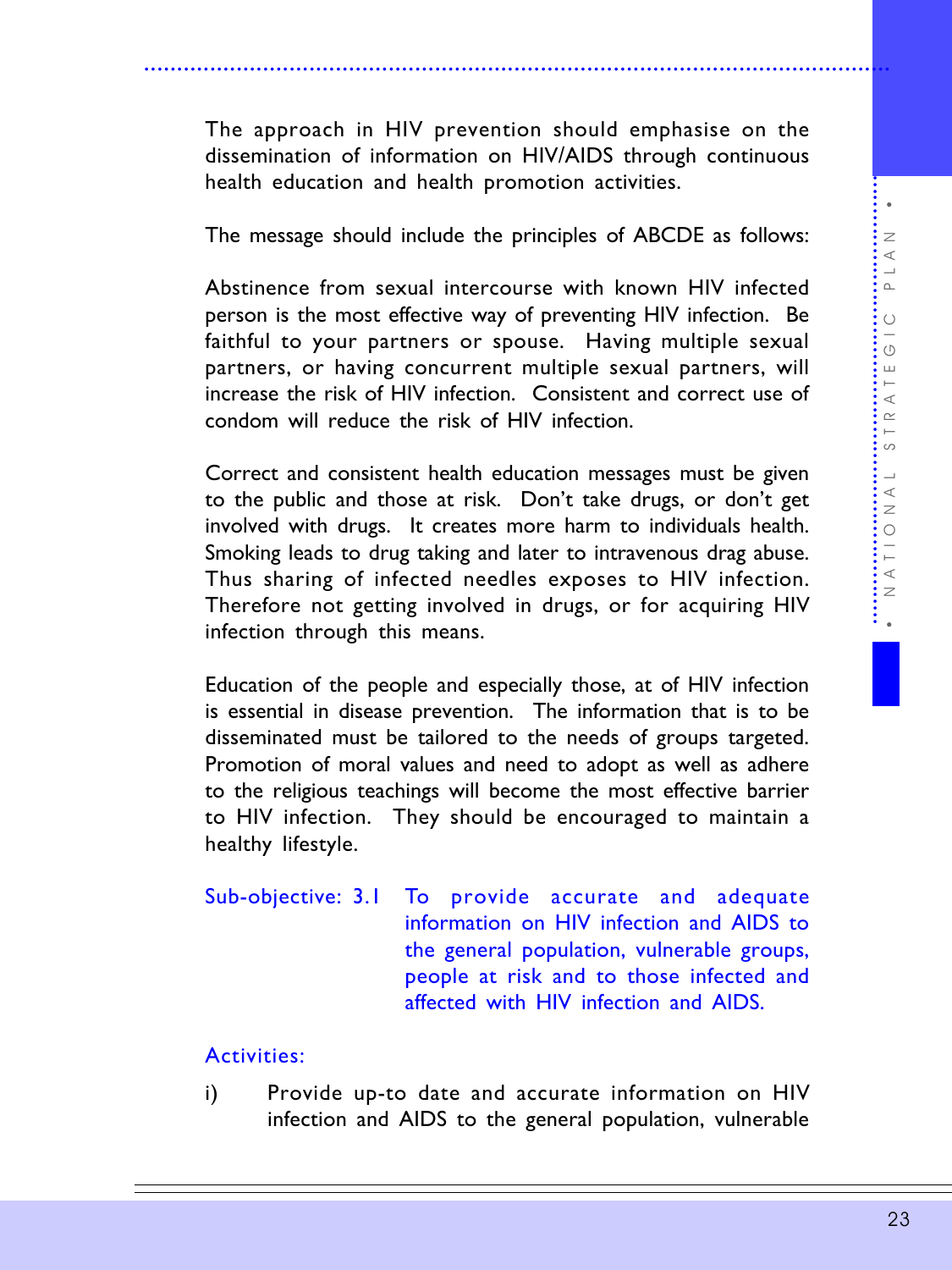The approach in HIV prevention should emphasise on the dissemination of information on HIV/AIDS through continuous health education and health promotion activities.

The message should include the principles of ABCDE as follows:

Abstinence from sexual intercourse with known HIV infected person is the most effective way of preventing HIV infection. Be faithful to your partners or spouse. Having multiple sexual partners, or having concurrent multiple sexual partners, will increase the risk of HIV infection. Consistent and correct use of condom will reduce the risk of HIV infection.

Correct and consistent health education messages must be given to the public and those at risk. Don't take drugs, or don't get involved with drugs. It creates more harm to individuals health. Smoking leads to drug taking and later to intravenous drag abuse. Thus sharing of infected needles exposes to HIV infection. Therefore not getting involved in drugs, or for acquiring HIV infection through this means.

Education of the people and especially those, at of HIV infection is essential in disease prevention. The information that is to be disseminated must be tailored to the needs of groups targeted. Promotion of moral values and need to adopt as well as adhere to the religious teachings will become the most effective barrier to HIV infection. They should be encouraged to maintain a healthy lifestyle.

**Sub-objective: 3.1** To provide accurate and adequate information on HIV infection and AIDS to the general population, vulnerable groups, people at risk and to those infected and affected with HIV infection and AIDS.

**Activities:**

i) Provide up-to date and accurate information on HIV infection and AIDS to the general population, vulnerable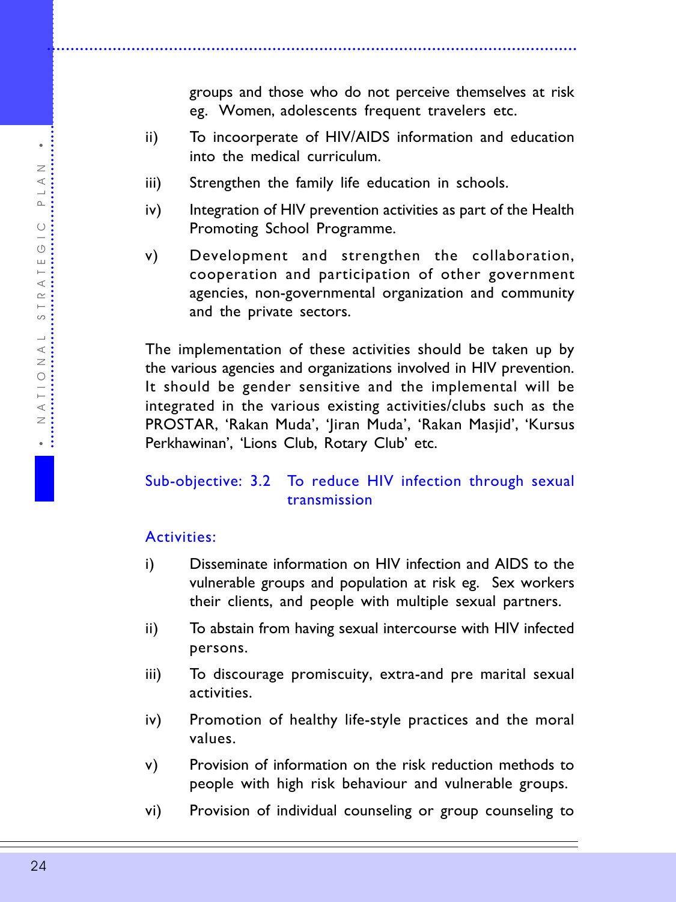groups and those who do not perceive themselves at risk eg. Women, adolescents frequent travelers etc.

ii) To incoorperate of HIV/AIDS information and education into the medical curriculum.

iii) Strengthen the family life education in schools.

iv) Integration of HIV prevention activities as part of the Health Promoting School Programme.

v) Development and strengthen the collaboration, cooperation and participation of other government agencies, non-governmental organization and community and the private sectors.

The implementation of these activities should be taken up by the various agencies and organizations involved in HIV prevention. It should be gender sensitive and the implemental will be integrated in the various existing activities/clubs such as the PROSTAR, 'Rakan Muda', 'Jiran Muda', 'Rakan Masjid', 'Kursus Perkhawinan', 'Lions Club, Rotary Club' etc.

### Sub-objective: 3.2 To reduce HIV infection through sexual transmission

#### Activities:

i) Disseminate information on HIV infection and AIDS to the vulnerable groups and population at risk eg. Sex workers their clients, and people with multiple sexual partners.

ii) To abstain from having sexual intercourse with HIV infected persons.

iii) To discourage promiscuity, extra-and pre marital sexual activities.

iv) Promotion of healthy life-style practices and the moral values.

v) Provision of information on the risk reduction methods to people with high risk behaviour and vulnerable groups.

vi) Provision of individual counseling or group counseling to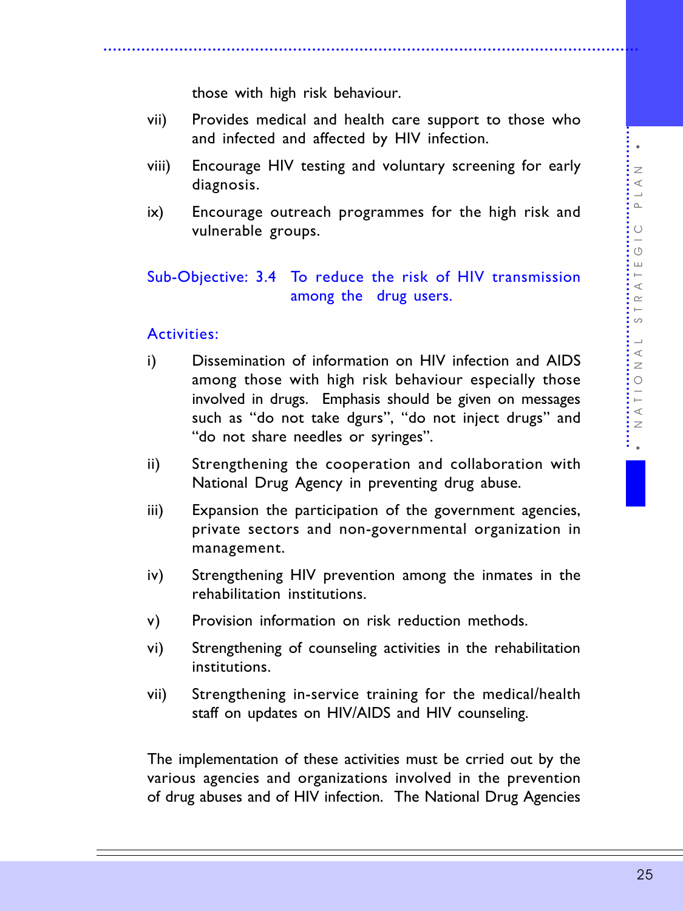those with high risk behaviour.

vii) Provides medical and health care support to those who and infected and affected by HIV infection.

viii) Encourage HIV testing and voluntary screening for early diagnosis.

ix) Encourage outreach programmes for the high risk and vulnerable groups.

### Sub-Objective: 3.4 To reduce the risk of HIV transmission among the drug users.

### Activities:

i) Dissemination of information on HIV infection and AIDS among those with high risk behaviour especially those involved in drugs. Emphasis should be given on messages such as “do not take dgurs”, “do not inject drugs” and “do not share needles or syringes”.

ii) Strengthening the cooperation and collaboration with National Drug Agency in preventing drug abuse.

iii) Expansion the participation of the government agencies, private sectors and non-governmental organization in management.

iv) Strengthening HIV prevention among the inmates in the rehabilitation institutions.

v) Provision information on risk reduction methods.

vi) Strengthening of counseling activities in the rehabilitation institutions.

vii) Strengthening in-service training for the medical/health staff on updates on HIV/AIDS and HIV counseling.

The implementation of these activities must be crried out by the various agencies and organizations involved in the prevention of drug abuses and of HIV infection. The National Drug Agencies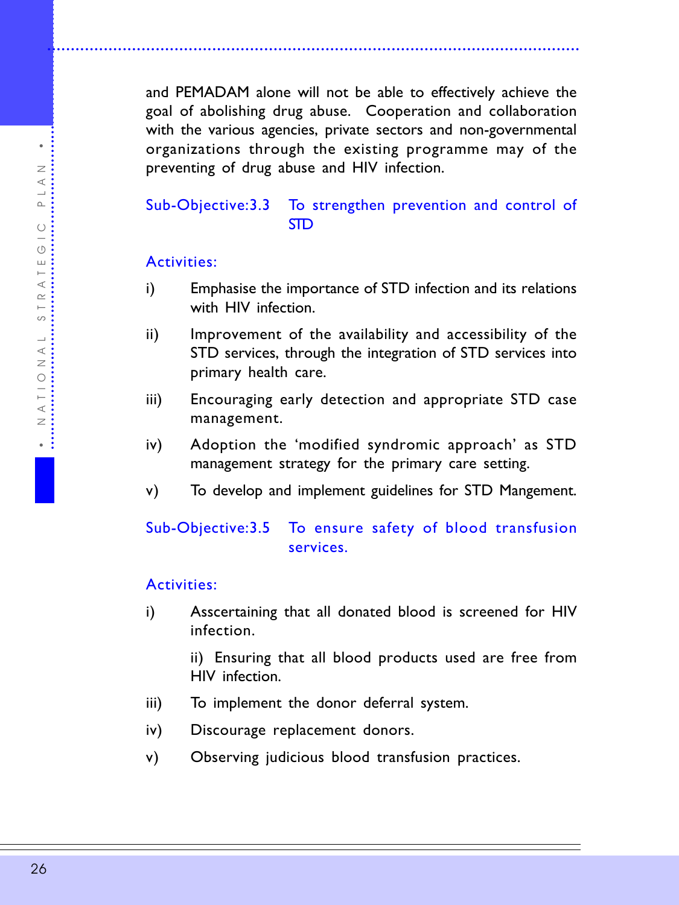and PEMADAM alone will not be able to effectively achieve the goal of abolishing drug abuse. Cooperation and collaboration with the various agencies, private sectors and non-governmental organizations through the existing programme may of the preventing of drug abuse and HIV infection.

### Sub-Objective:3.3 To strengthen prevention and control of STD

#### Activities:

i) Emphasise the importance of STD infection and its relations with HIV infection.

ii) Improvement of the availability and accessibility of the STD services, through the integration of STD services into primary health care.

iii) Encouraging early detection and appropriate STD case management.

iv) Adoption the 'modified syndromic approach' as STD management strategy for the primary care setting.

v) To develop and implement guidelines for STD Mangement.

### Sub-Objective:3.5 To ensure safety of blood transfusion services.

#### Activities:

i) Asscertaining that all donated blood is screened for HIV infection.

ii) Ensuring that all blood products used are free from HIV infection.

iii) To implement the donor deferral system.

iv) Discourage replacement donors.

v) Observing judicious blood transfusion practices.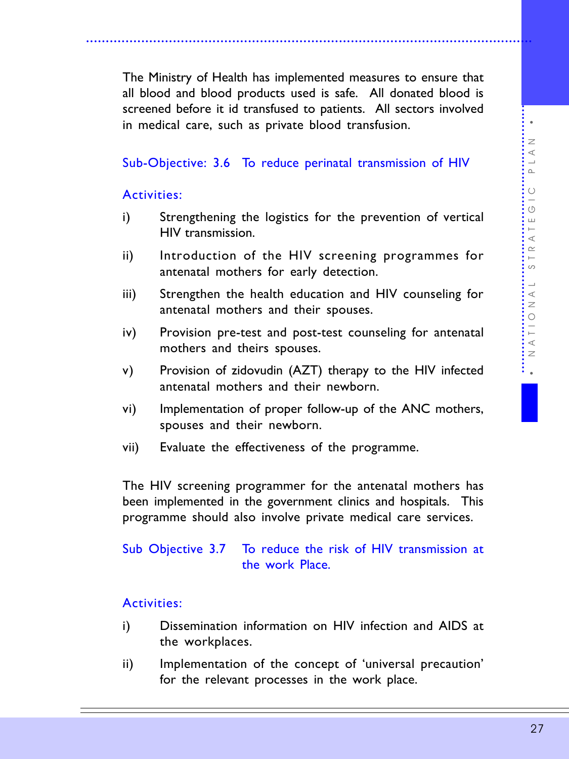The Ministry of Health has implemented measures to ensure that all blood and blood products used is safe. All donated blood is screened before it id transfused to patients. All sectors involved in medical care, such as private blood transfusion.

### Sub-Objective: 3.6 To reduce perinatal transmission of HIV

#### Activities:

i) Strengthening the logistics for the prevention of vertical HIV transmission.

ii) Introduction of the HIV screening programmes for antenatal mothers for early detection.

iii) Strengthen the health education and HIV counseling for antenatal mothers and their spouses.

iv) Provision pre-test and post-test counseling for antenatal mothers and theirs spouses.

v) Provision of zidovudin (AZT) therapy to the HIV infected antenatal mothers and their newborn.

vi) Implementation of proper follow-up of the ANC mothers, spouses and their newborn.

vii) Evaluate the effectiveness of the programme.

The HIV screening programmer for the antenatal mothers has been implemented in the government clinics and hospitals. This programme should also involve private medical care services.

### Sub Objective 3.7 To reduce the risk of HIV transmission at the work Place.

#### Activities:

i) Dissemination information on HIV infection and AIDS at the workplaces.

ii) Implementation of the concept of 'universal precaution' for the relevant processes in the work place.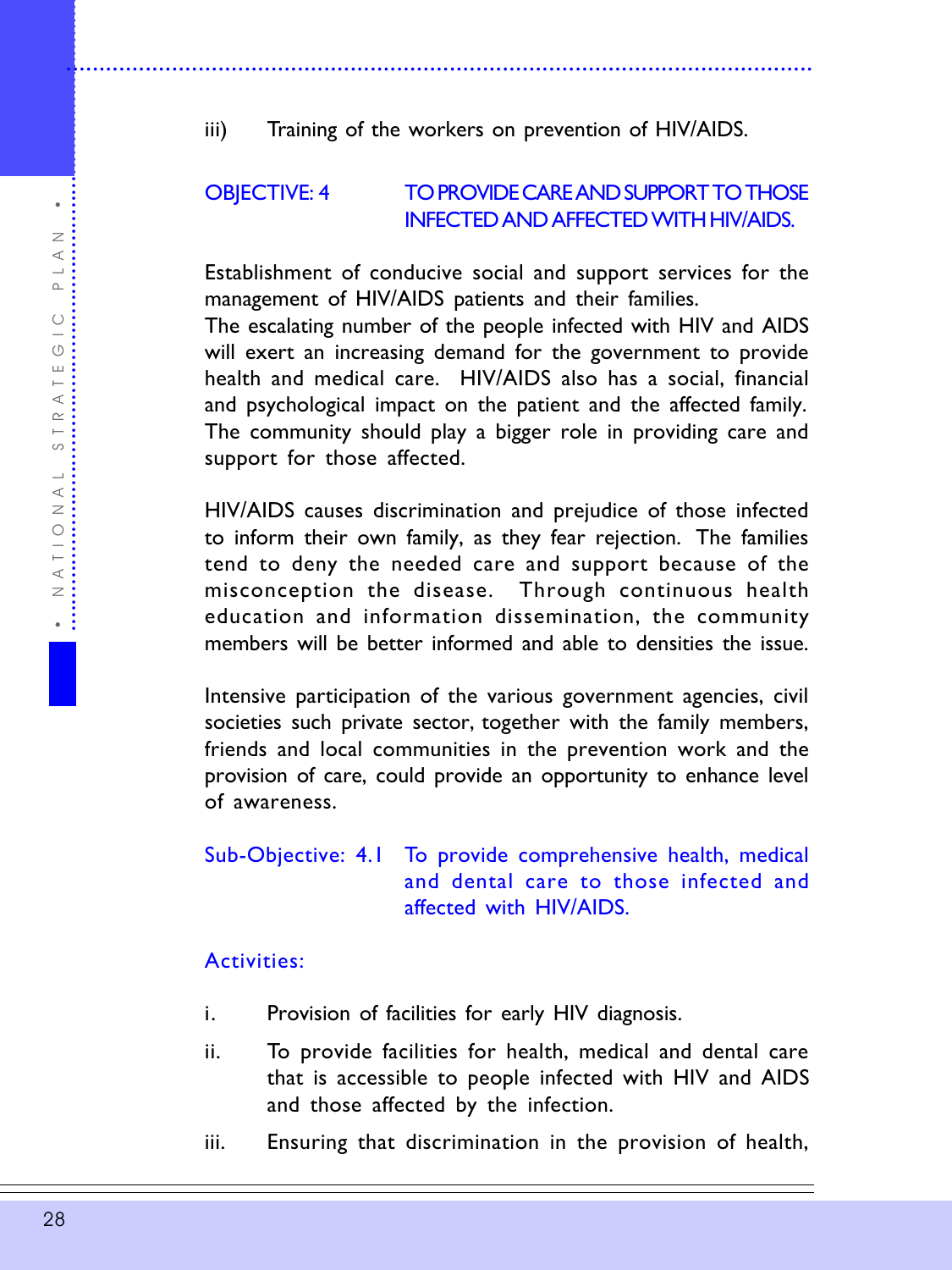iii) Training of the workers on prevention of HIV/AIDS.

## OBJECTIVE: 4 TO PROVIDE CARE AND SUPPORT TO THOSE INFECTED AND AFFECTED WITH HIV/AIDS.

Establishment of conducive social and support services for the management of HIV/AIDS patients and their families.
The escalating number of the people infected with HIV and AIDS will exert an increasing demand for the government to provide health and medical care. HIV/AIDS also has a social, financial and psychological impact on the patient and the affected family. The community should play a bigger role in providing care and support for those affected.

HIV/AIDS causes discrimination and prejudice of those infected to inform their own family, as they fear rejection. The families tend to deny the needed care and support because of the misconception the disease. Through continuous health education and information dissemination, the community members will be better informed and able to densities the issue.

Intensive participation of the various government agencies, civil societies such private sector, together with the family members, friends and local communities in the prevention work and the provision of care, could provide an opportunity to enhance level of awareness.

### Sub-Objective: 4.1 To provide comprehensive health, medical and dental care to those infected and affected with HIV/AIDS.

#### Activities:

i. Provision of facilities for early HIV diagnosis.

ii. To provide facilities for health, medical and dental care that is accessible to people infected with HIV and AIDS and those affected by the infection.

iii. Ensuring that discrimination in the provision of health,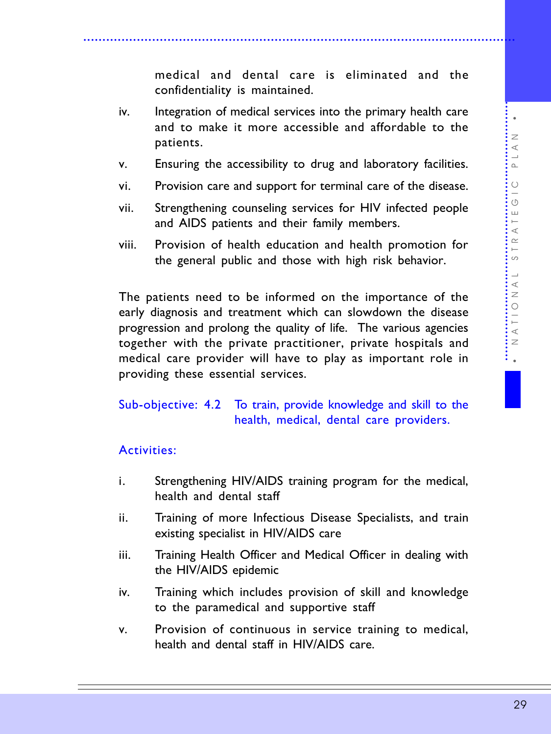medical and dental care is eliminated and the confidentiality is maintained.

iv. Integration of medical services into the primary health care and to make it more accessible and affordable to the patients.

v. Ensuring the accessibility to drug and laboratory facilities.

vi. Provision care and support for terminal care of the disease.

vii. Strengthening counseling services for HIV infected people and AIDS patients and their family members.

viii. Provision of health education and health promotion for the general public and those with high risk behavior.

The patients need to be informed on the importance of the early diagnosis and treatment which can slowdown the disease progression and prolong the quality of life. The various agencies together with the private practitioner, private hospitals and medical care provider will have to play as important role in providing these essential services.

Sub-objective: 4.2 To train, provide knowledge and skill to the health, medical, dental care providers.

Activities:

i. Strengthening HIV/AIDS training program for the medical, health and dental staff

ii. Training of more Infectious Disease Specialists, and train existing specialist in HIV/AIDS care

iii. Training Health Officer and Medical Officer in dealing with the HIV/AIDS epidemic

iv. Training which includes provision of skill and knowledge to the paramedical and supportive staff

v. Provision of continuous in service training to medical, health and dental staff in HIV/AIDS care.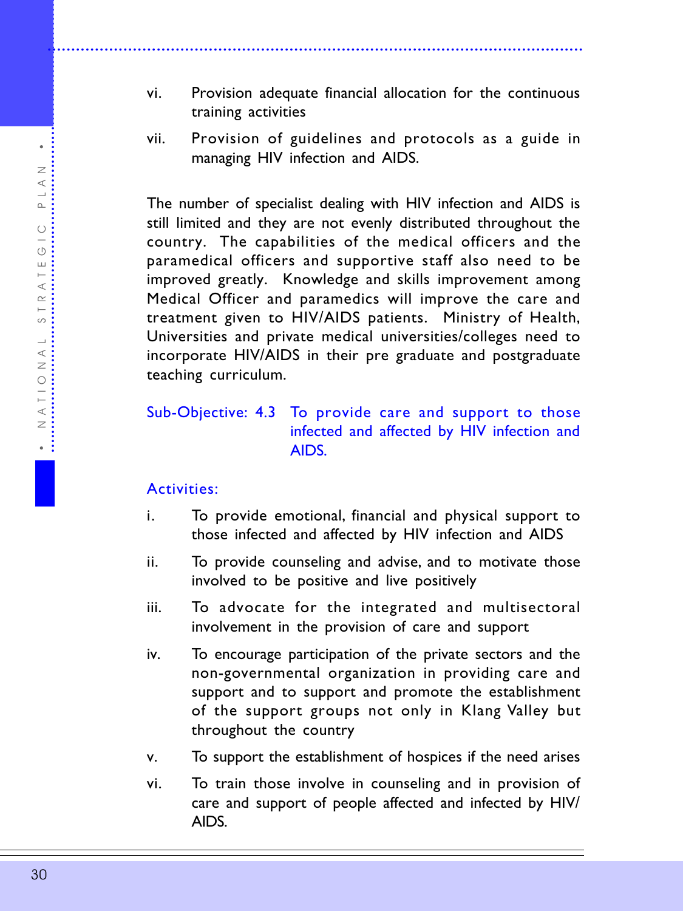vi. Provision adequate financial allocation for the continuous training activities

vii. Provision of guidelines and protocols as a guide in managing HIV infection and AIDS.

The number of specialist dealing with HIV infection and AIDS is still limited and they are not evenly distributed throughout the country. The capabilities of the medical officers and the paramedical officers and supportive staff also need to be improved greatly. Knowledge and skills improvement among Medical Officer and paramedics will improve the care and treatment given to HIV/AIDS patients. Ministry of Health, Universities and private medical universities/colleges need to incorporate HIV/AIDS in their pre graduate and postgraduate teaching curriculum.

### Sub-Objective: 4.3 To provide care and support to those infected and affected by HIV infection and AIDS.

**Activities:**

i. To provide emotional, financial and physical support to those infected and affected by HIV infection and AIDS

ii. To provide counseling and advise, and to motivate those involved to be positive and live positively

iii. To advocate for the integrated and multisectoral involvement in the provision of care and support

iv. To encourage participation of the private sectors and the non-governmental organization in providing care and support and to support and promote the establishment of the support groups not only in Klang Valley but throughout the country

v. To support the establishment of hospices if the need arises

vi. To train those involve in counseling and in provision of care and support of people affected and infected by HIV/AIDS.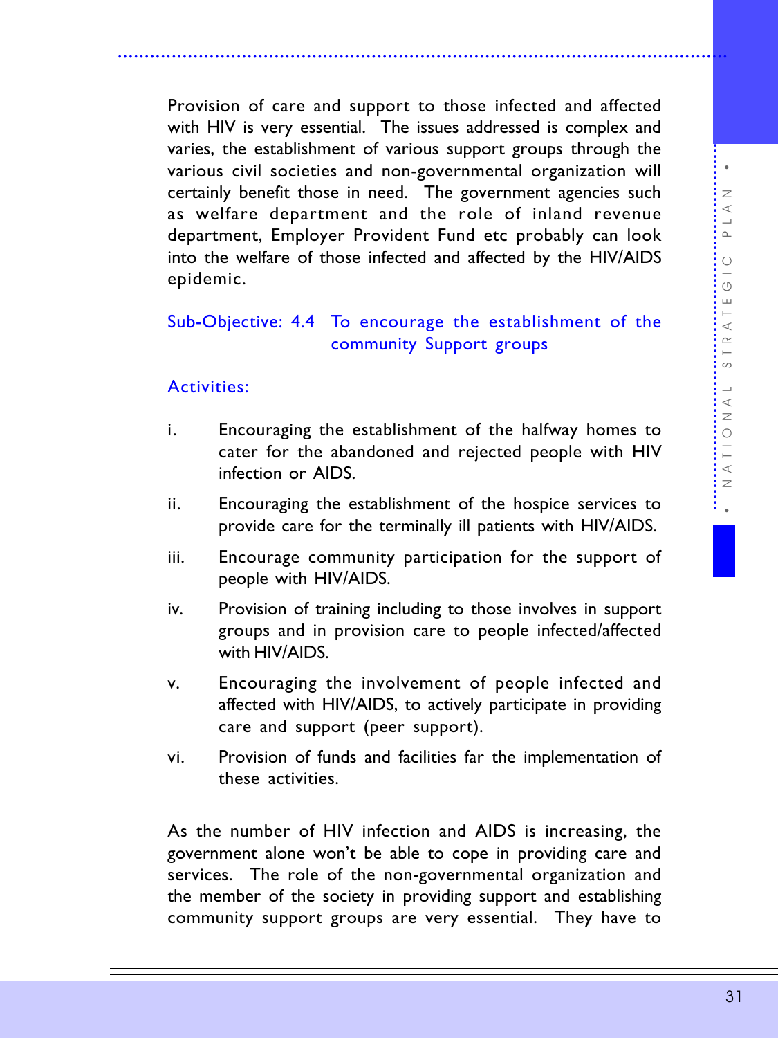Provision of care and support to those infected and affected with HIV is very essential. The issues addressed is complex and varies, the establishment of various support groups through the various civil societies and non-governmental organization will certainly benefit those in need. The government agencies such as welfare department and the role of inland revenue department, Employer Provident Fund etc probably can look into the welfare of those infected and affected by the HIV/AIDS epidemic.

### Sub-Objective: 4.4 To encourage the establishment of the community Support groups

#### Activities:

i. Encouraging the establishment of the halfway homes to cater for the abandoned and rejected people with HIV infection or AIDS.

ii. Encouraging the establishment of the hospice services to provide care for the terminally ill patients with HIV/AIDS.

iii. Encourage community participation for the support of people with HIV/AIDS.

iv. Provision of training including to those involves in support groups and in provision care to people infected/affected with HIV/AIDS.

v. Encouraging the involvement of people infected and affected with HIV/AIDS, to actively participate in providing care and support (peer support).

vi. Provision of funds and facilities far the implementation of these activities.

As the number of HIV infection and AIDS is increasing, the government alone won't be able to cope in providing care and services. The role of the non-governmental organization and the member of the society in providing support and establishing community support groups are very essential. They have to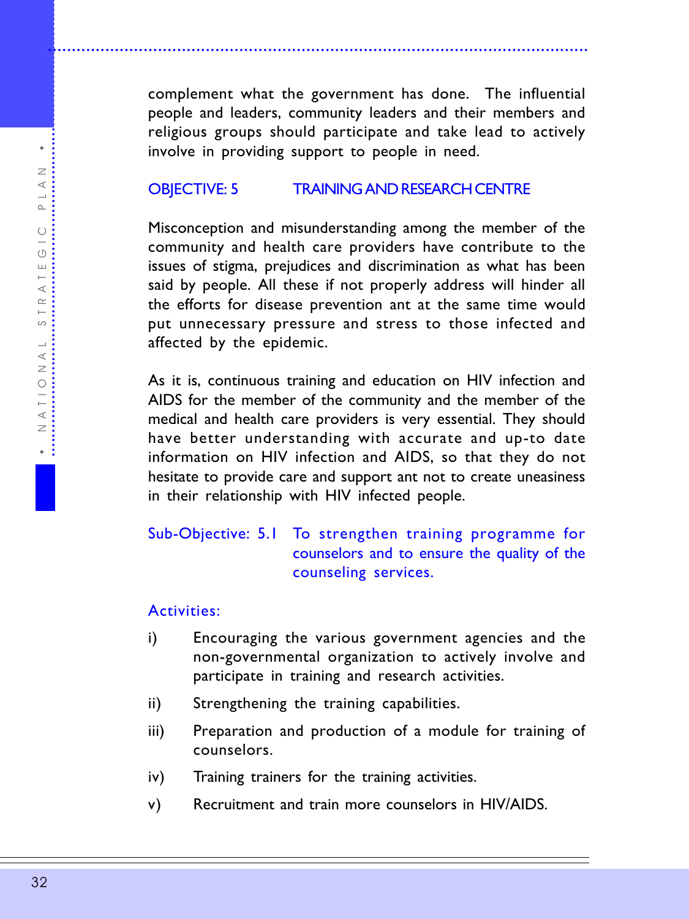complement what the government has done. The influential people and leaders, community leaders and their members and religious groups should participate and take lead to actively involve in providing support to people in need.

## OBJECTIVE: 5 TRAINING AND RESEARCH CENTRE

Misconception and misunderstanding among the member of the community and health care providers have contribute to the issues of stigma, prejudices and discrimination as what has been said by people. All these if not properly address will hinder all the efforts for disease prevention ant at the same time would put unnecessary pressure and stress to those infected and affected by the epidemic.

As it is, continuous training and education on HIV infection and AIDS for the member of the community and the member of the medical and health care providers is very essential. They should have better understanding with accurate and up-to date information on HIV infection and AIDS, so that they do not hesitate to provide care and support ant not to create uneasiness in their relationship with HIV infected people.

### Sub-Objective: 5.1 To strengthen training programme for counselors and to ensure the quality of the counseling services.

#### Activities:

i) Encouraging the various government agencies and the non-governmental organization to actively involve and participate in training and research activities.

ii) Strengthening the training capabilities.

iii) Preparation and production of a module for training of counselors.

iv) Training trainers for the training activities.

v) Recruitment and train more counselors in HIV/AIDS.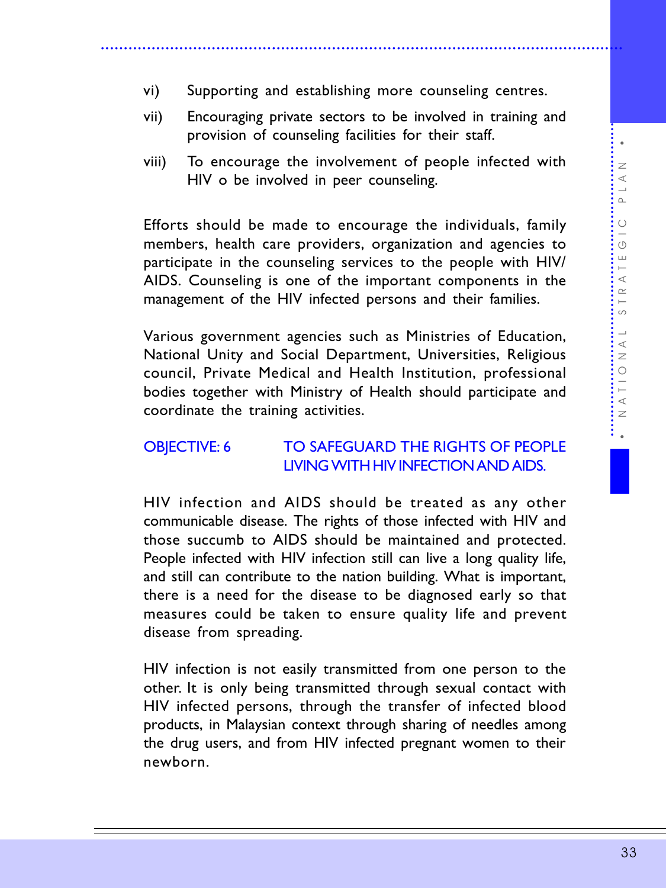vi) Supporting and establishing more counseling centres.

vii) Encouraging private sectors to be involved in training and provision of counseling facilities for their staff.

viii) To encourage the involvement of people infected with HIV o be involved in peer counseling.

Efforts should be made to encourage the individuals, family members, health care providers, organization and agencies to participate in the counseling services to the people with HIV/ AIDS. Counseling is one of the important components in the management of the HIV infected persons and their families.

Various government agencies such as Ministries of Education, National Unity and Social Department, Universities, Religious council, Private Medical and Health Institution, professional bodies together with Ministry of Health should participate and coordinate the training activities.

## OBJECTIVE: 6 TO SAFEGUARD THE RIGHTS OF PEOPLE LIVING WITH HIV INFECTION AND AIDS.

HIV infection and AIDS should be treated as any other communicable disease. The rights of those infected with HIV and those succumb to AIDS should be maintained and protected. People infected with HIV infection still can live a long quality life, and still can contribute to the nation building. What is important, there is a need for the disease to be diagnosed early so that measures could be taken to ensure quality life and prevent disease from spreading.

HIV infection is not easily transmitted from one person to the other. It is only being transmitted through sexual contact with HIV infected persons, through the transfer of infected blood products, in Malaysian context through sharing of needles among the drug users, and from HIV infected pregnant women to their newborn.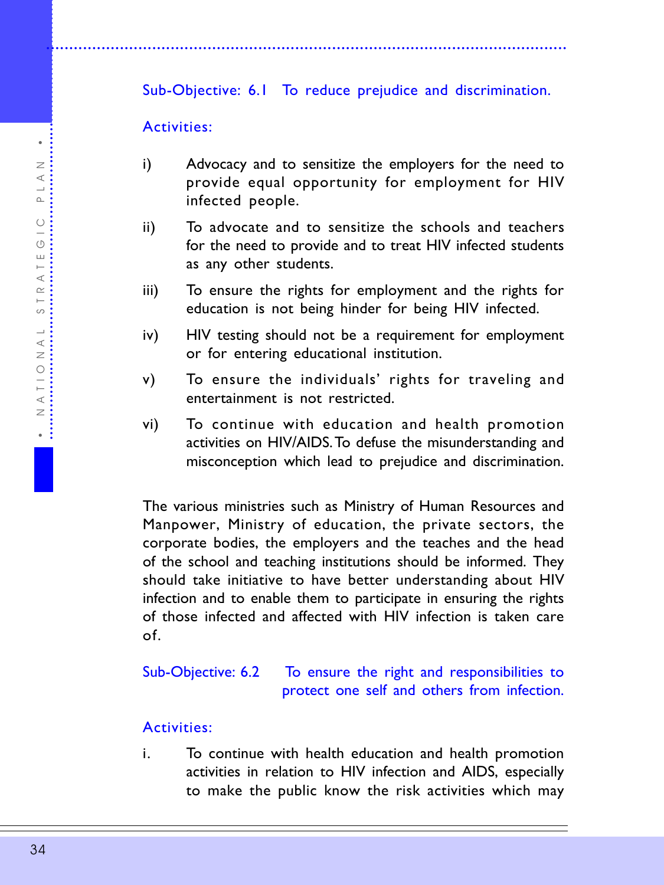### Sub-Objective: 6.1 To reduce prejudice and discrimination.

**Activities:**

i) Advocacy and to sensitize the employers for the need to provide equal opportunity for employment for HIV infected people.

ii) To advocate and to sensitize the schools and teachers for the need to provide and to treat HIV infected students as any other students.

iii) To ensure the rights for employment and the rights for education is not being hinder for being HIV infected.

iv) HIV testing should not be a requirement for employment or for entering educational institution.

v) To ensure the individuals' rights for traveling and entertainment is not restricted.

vi) To continue with education and health promotion activities on HIV/AIDS. To defuse the misunderstanding and misconception which lead to prejudice and discrimination.

The various ministries such as Ministry of Human Resources and Manpower, Ministry of education, the private sectors, the corporate bodies, the employers and the teaches and the head of the school and teaching institutions should be informed. They should take initiative to have better understanding about HIV infection and to enable them to participate in ensuring the rights of those infected and affected with HIV infection is taken care of.

### Sub-Objective: 6.2 To ensure the right and responsibilities to protect one self and others from infection.

**Activities:**

i. To continue with health education and health promotion activities in relation to HIV infection and AIDS, especially to make the public know the risk activities which may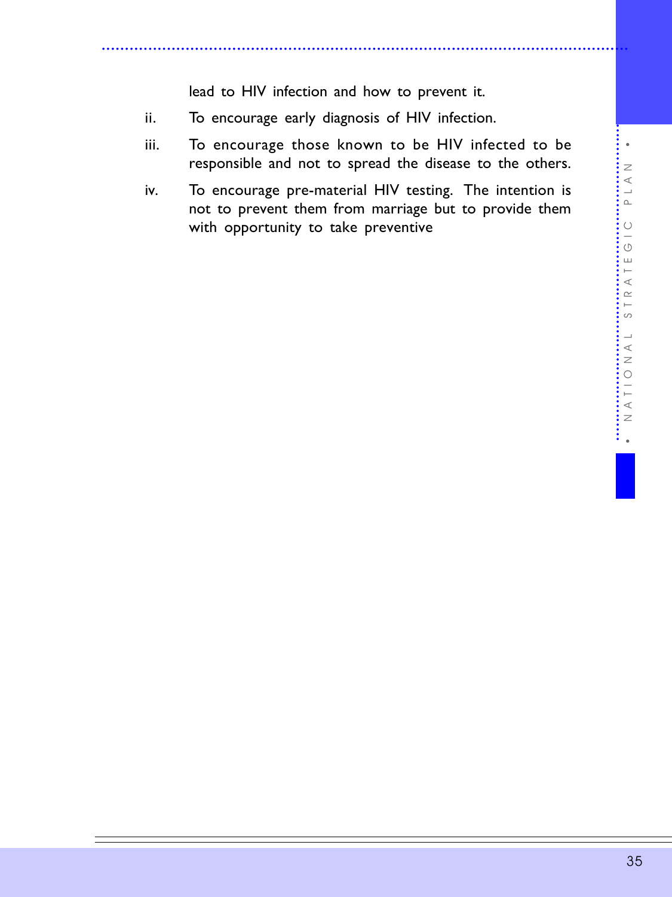lead to HIV infection and how to prevent it.

ii. To encourage early diagnosis of HIV infection.

iii. To encourage those known to be HIV infected to be responsible and not to spread the disease to the others.

iv. To encourage pre-material HIV testing. The intention is not to prevent them from marriage but to provide them with opportunity to take preventive